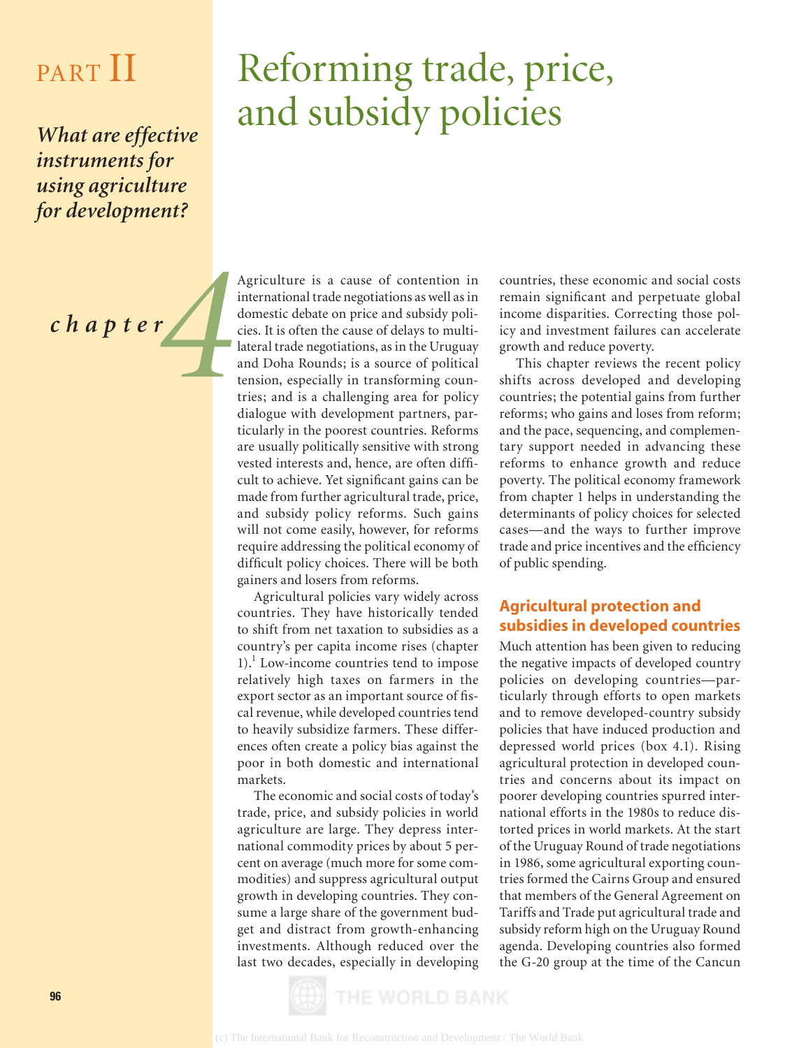# PART II

***What are effective instruments for using agriculture for development?***

# Reforming trade, price, and subsidy policies

*chapter 4*

Agriculture is a cause of contention in international trade negotiations as well as in domestic debate on price and subsidy policies. It is often the cause of delays to multilateral trade negotiations, as in the Uruguay and Doha Rounds; is a source of political tension, especially in transforming countries; and is a challenging area for policy dialogue with development partners, particularly in the poorest countries. Reforms are usually politically sensitive with strong vested interests and, hence, are often difficult to achieve. Yet significant gains can be made from further agricultural trade, price, and subsidy policy reforms. Such gains will not come easily, however, for reforms require addressing the political economy of difficult policy choices. There will be both gainers and losers from reforms.

Agricultural policies vary widely across countries. They have historically tended to shift from net taxation to subsidies as a country's per capita income rises (chapter 1).[1] Low-income countries tend to impose relatively high taxes on farmers in the export sector as an important source of fiscal revenue, while developed countries tend to heavily subsidize farmers. These differences often create a policy bias against the poor in both domestic and international markets.

The economic and social costs of today's trade, price, and subsidy policies in world agriculture are large. They depress international commodity prices by about 5 percent on average (much more for some commodities) and suppress agricultural output growth in developing countries. They consume a large share of the government budget and distract from growth-enhancing investments. Although reduced over the last two decades, especially in developing countries, these economic and social costs remain significant and perpetuate global income disparities. Correcting those policy and investment failures can accelerate growth and reduce poverty.

This chapter reviews the recent policy shifts across developed and developing countries; the potential gains from further reforms; who gains and loses from reform; and the pace, sequencing, and complementary support needed in advancing these reforms to enhance growth and reduce poverty. The political economy framework from chapter 1 helps in understanding the determinants of policy choices for selected cases—and the ways to further improve trade and price incentives and the efficiency of public spending.

## Agricultural protection and subsidies in developed countries

Much attention has been given to reducing the negative impacts of developed country policies on developing countries—particularly through efforts to open markets and to remove developed-country subsidy policies that have induced production and depressed world prices (box 4.1). Rising agricultural protection in developed countries and concerns about its impact on poorer developing countries spurred international efforts in the 1980s to reduce distorted prices in world markets. At the start of the Uruguay Round of trade negotiations in 1986, some agricultural exporting countries formed the Cairns Group and ensured that members of the General Agreement on Tariffs and Trade put agricultural trade and subsidy reform high on the Uruguay Round agenda. Developing countries also formed the G-20 group at the time of the Cancun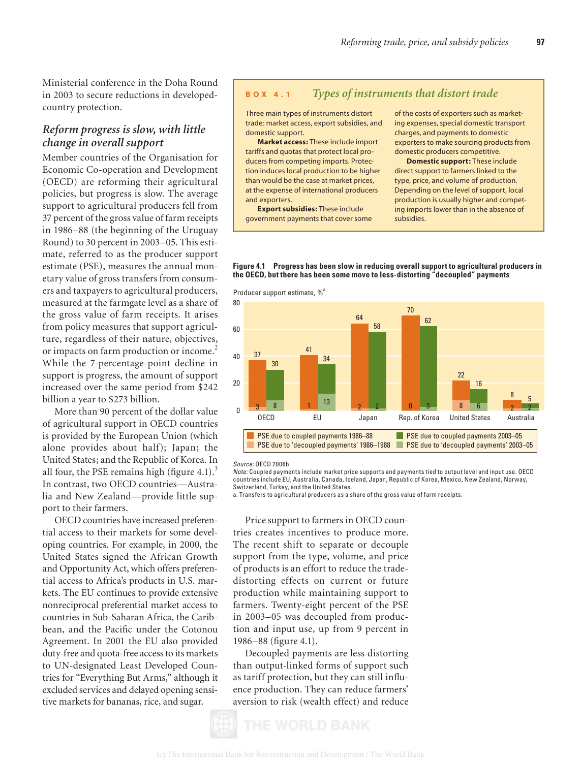Ministerial conference in the Doha Round in 2003 to secure reductions in developed-country protection.

## *Reform progress is slow, with little change in overall support*

Member countries of the Organisation for Economic Co-operation and Development (OECD) are reforming their agricultural policies, but progress is slow. The average support to agricultural producers fell from 37 percent of the gross value of farm receipts in 1986–88 (the beginning of the Uruguay Round) to 30 percent in 2003–05. This estimate, referred to as the producer support estimate (PSE), measures the annual monetary value of gross transfers from consumers and taxpayers to agricultural producers, measured at the farmgate level as a share of the gross value of farm receipts. It arises from policy measures that support agriculture, regardless of their nature, objectives, or impacts on farm production or income.[2] While the 7-percentage-point decline in support is progress, the amount of support increased over the same period from $242 billion a year to $273 billion.

More than 90 percent of the dollar value of agricultural support in OECD countries is provided by the European Union (which alone provides about half); Japan; the United States; and the Republic of Korea. In all four, the PSE remains high (figure 4.1).[3] In contrast, two OECD countries—Australia and New Zealand—provide little support to their farmers.

OECD countries have increased preferential access to their markets for some developing countries. For example, in 2000, the United States signed the African Growth and Opportunity Act, which offers preferential access to Africa's products in U.S. markets. The EU continues to provide extensive nonreciprocal preferential market access to countries in Sub-Saharan Africa, the Caribbean, and the Pacific under the Cotonou Agreement. In 2001 the EU also provided duty-free and quota-free access to its markets to UN-designated Least Developed Countries for "Everything But Arms," although it excluded services and delayed opening sensitive markets for bananas, rice, and sugar.

> **BOX 4.1** *Types of instruments that distort trade*
>
> Three main types of instruments distort trade: market access, export subsidies, and domestic support.
>
> **Market access:** These include import tariffs and quotas that protect local producers from competing imports. Protection induces local production to be higher than would be the case at market prices, at the expense of international producers and exporters.
>
> **Export subsidies:** These include government payments that cover some of the costs of exporters such as marketing expenses, special domestic transport charges, and payments to domestic exporters to make sourcing products from domestic producers competitive.
>
> **Domestic support:** These include direct support to farmers linked to the type, price, and volume of production. Depending on the level of support, local production is usually higher and competing imports lower than in the absence of subsidies.

**Figure 4.1 Progress has been slow in reducing overall support to agricultural producers in the OECD, but there has been some move to less-distorting "decoupled" payments**

Producer support estimate, %[a]

| | Total 1986–88 | of which PSE due to 'decoupled payments' 1986–1988 | Total 2003–05 | of which PSE due to 'decoupled payments' 2003–05 |
|---|---|---|---|---|
| OECD | 37 | 3 | 30 | 8 |
| EU | 41 | 1 | 34 | 13 |
| Japan | 64 | 2 | 58 | 2 |
| Rep. of Korea | 70 | 0 | 62 | 3 |
| United States | 22 | 8 | 16 | 6 |
| Australia | 8 | 2 | 5 | 2 |

*Source:* OECD 2006b.
*Note:* Coupled payments include market price supports and payments tied to output level and input use. OECD countries include EU, Australia, Canada, Iceland, Japan, Republic of Korea, Mexico, New Zealand, Norway, Switzerland, Turkey, and the United States.
a. Transfers to agricultural producers as a share of the gross value of farm receipts.

Price support to farmers in OECD countries creates incentives to produce more. The recent shift to separate or decouple support from the type, volume, and price of products is an effort to reduce the trade-distorting effects on current or future production while maintaining support to farmers. Twenty-eight percent of the PSE in 2003–05 was decoupled from production and input use, up from 9 percent in 1986–88 (figure 4.1).

Decoupled payments are less distorting than output-linked forms of support such as tariff protection, but they can still influence production. They can reduce farmers' aversion to risk (wealth effect) and reduce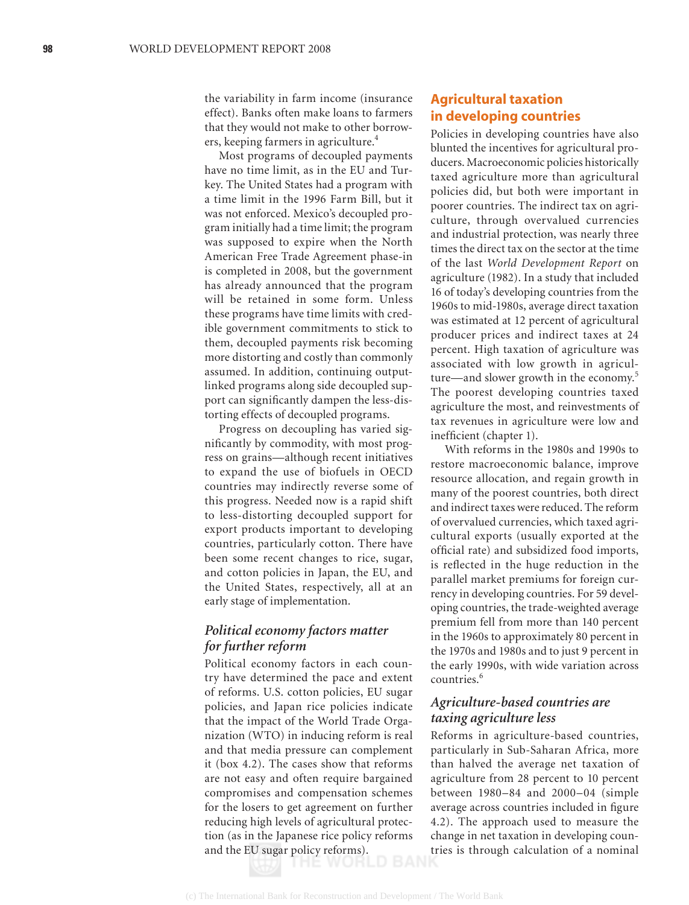the variability in farm income (insurance effect). Banks often make loans to farmers that they would not make to other borrowers, keeping farmers in agriculture.[4]

Most programs of decoupled payments have no time limit, as in the EU and Turkey. The United States had a program with a time limit in the 1996 Farm Bill, but it was not enforced. Mexico's decoupled program initially had a time limit; the program was supposed to expire when the North American Free Trade Agreement phase-in is completed in 2008, but the government has already announced that the program will be retained in some form. Unless these programs have time limits with credible government commitments to stick to them, decoupled payments risk becoming more distorting and costly than commonly assumed. In addition, continuing output-linked programs along side decoupled support can significantly dampen the less-distorting effects of decoupled programs.

Progress on decoupling has varied significantly by commodity, with most progress on grains—although recent initiatives to expand the use of biofuels in OECD countries may indirectly reverse some of this progress. Needed now is a rapid shift to less-distorting decoupled support for export products important to developing countries, particularly cotton. There have been some recent changes to rice, sugar, and cotton policies in Japan, the EU, and the United States, respectively, all at an early stage of implementation.

### *Political economy factors matter for further reform*

Political economy factors in each country have determined the pace and extent of reforms. U.S. cotton policies, EU sugar policies, and Japan rice policies indicate that the impact of the World Trade Organization (WTO) in inducing reform is real and that media pressure can complement it (box 4.2). The cases show that reforms are not easy and often require bargained compromises and compensation schemes for the losers to get agreement on further reducing high levels of agricultural protection (as in the Japanese rice policy reforms and the EU sugar policy reforms).

## Agricultural taxation in developing countries

Policies in developing countries have also blunted the incentives for agricultural producers. Macroeconomic policies historically taxed agriculture more than agricultural policies did, but both were important in poorer countries. The indirect tax on agriculture, through overvalued currencies and industrial protection, was nearly three times the direct tax on the sector at the time of the last *World Development Report* on agriculture (1982). In a study that included 16 of today's developing countries from the 1960s to mid-1980s, average direct taxation was estimated at 12 percent of agricultural producer prices and indirect taxes at 24 percent. High taxation of agriculture was associated with low growth in agriculture—and slower growth in the economy.[5] The poorest developing countries taxed agriculture the most, and reinvestments of tax revenues in agriculture were low and inefficient (chapter 1).

With reforms in the 1980s and 1990s to restore macroeconomic balance, improve resource allocation, and regain growth in many of the poorest countries, both direct and indirect taxes were reduced. The reform of overvalued currencies, which taxed agricultural exports (usually exported at the official rate) and subsidized food imports, is reflected in the huge reduction in the parallel market premiums for foreign currency in developing countries. For 59 developing countries, the trade-weighted average premium fell from more than 140 percent in the 1960s to approximately 80 percent in the 1970s and 1980s and to just 9 percent in the early 1990s, with wide variation across countries.[6]

### *Agriculture-based countries are taxing agriculture less*

Reforms in agriculture-based countries, particularly in Sub-Saharan Africa, more than halved the average net taxation of agriculture from 28 percent to 10 percent between 1980–84 and 2000–04 (simple average across countries included in figure 4.2). The approach used to measure the change in net taxation in developing countries is through calculation of a nominal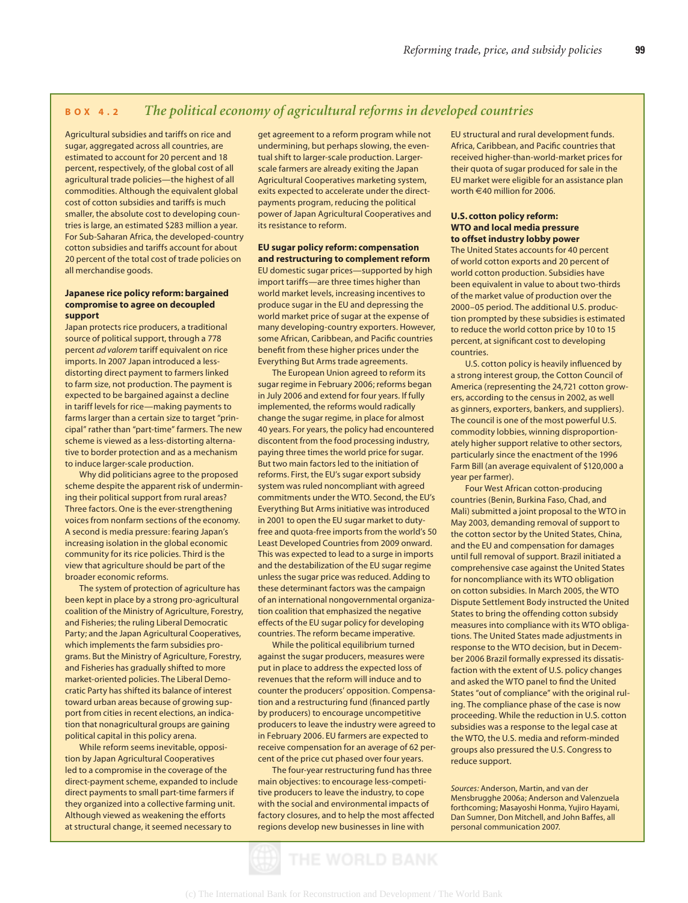## BOX 4.2 *The political economy of agricultural reforms in developed countries*

Agricultural subsidies and tariffs on rice and sugar, aggregated across all countries, are estimated to account for 20 percent and 18 percent, respectively, of the global cost of all agricultural trade policies—the highest of all commodities. Although the equivalent global cost of cotton subsidies and tariffs is much smaller, the absolute cost to developing countries is large, an estimated $283 million a year. For Sub-Saharan Africa, the developed-country cotton subsidies and tariffs account for about 20 percent of the total cost of trade policies on all merchandise goods.

**Japanese rice policy reform: bargained compromise to agree on decoupled support**

Japan protects rice producers, a traditional source of political support, through a 778 percent *ad valorem* tariff equivalent on rice imports. In 2007 Japan introduced a less-distorting direct payment to farmers linked to farm size, not production. The payment is expected to be bargained against a decline in tariff levels for rice—making payments to farms larger than a certain size to target "principal" rather than "part-time" farmers. The new scheme is viewed as a less-distorting alternative to border protection and as a mechanism to induce larger-scale production.

Why did politicians agree to the proposed scheme despite the apparent risk of undermining their political support from rural areas? Three factors. One is the ever-strengthening voices from nonfarm sections of the economy. A second is media pressure: fearing Japan's increasing isolation in the global economic community for its rice policies. Third is the view that agriculture should be part of the broader economic reforms.

The system of protection of agriculture has been kept in place by a strong pro-agricultural coalition of the Ministry of Agriculture, Forestry, and Fisheries; the ruling Liberal Democratic Party; and the Japan Agricultural Cooperatives, which implements the farm subsidies programs. But the Ministry of Agriculture, Forestry, and Fisheries has gradually shifted to more market-oriented policies. The Liberal Democratic Party has shifted its balance of interest toward urban areas because of growing support from cities in recent elections, an indication that nonagricultural groups are gaining political capital in this policy arena.

While reform seems inevitable, opposition by Japan Agricultural Cooperatives led to a compromise in the coverage of the direct-payment scheme, expanded to include direct payments to small part-time farmers if they organized into a collective farming unit. Although viewed as weakening the efforts at structural change, it seemed necessary to get agreement to a reform program while not undermining, but perhaps slowing, the eventual shift to larger-scale production. Larger-scale farmers are already exiting the Japan Agricultural Cooperatives marketing system, exits expected to accelerate under the direct-payments program, reducing the political power of Japan Agricultural Cooperatives and its resistance to reform.

**EU sugar policy reform: compensation and restructuring to complement reform**

EU domestic sugar prices—supported by high import tariffs—are three times higher than world market levels, increasing incentives to produce sugar in the EU and depressing the world market price of sugar at the expense of many developing-country exporters. However, some African, Caribbean, and Pacific countries benefit from these higher prices under the Everything But Arms trade agreements.

The European Union agreed to reform its sugar regime in February 2006; reforms began in July 2006 and extend for four years. If fully implemented, the reforms would radically change the sugar regime, in place for almost 40 years. For years, the policy had encountered discontent from the food processing industry, paying three times the world price for sugar. But two main factors led to the initiation of reforms. First, the EU's sugar export subsidy system was ruled noncompliant with agreed commitments under the WTO. Second, the EU's Everything But Arms initiative was introduced in 2001 to open the EU sugar market to duty-free and quota-free imports from the world's 50 Least Developed Countries from 2009 onward. This was expected to lead to a surge in imports and the destabilization of the EU sugar regime unless the sugar price was reduced. Adding to these determinant factors was the campaign of an international nongovernmental organization coalition that emphasized the negative effects of the EU sugar policy for developing countries. The reform became imperative.

While the political equilibrium turned against the sugar producers, measures were put in place to address the expected loss of revenues that the reform will induce and to counter the producers' opposition. Compensation and a restructuring fund (financed partly by producers) to encourage uncompetitive producers to leave the industry were agreed to in February 2006. EU farmers are expected to receive compensation for an average of 62 percent of the price cut phased over four years.

The four-year restructuring fund has three main objectives: to encourage less-competitive producers to leave the industry, to cope with the social and environmental impacts of factory closures, and to help the most affected regions develop new businesses in line with EU structural and rural development funds. Africa, Caribbean, and Pacific countries that received higher-than-world-market prices for their quota of sugar produced for sale in the EU market were eligible for an assistance plan worth €40 million for 2006.

**U.S. cotton policy reform: WTO and local media pressure to offset industry lobby power**

The United States accounts for 40 percent of world cotton exports and 20 percent of world cotton production. Subsidies have been equivalent in value to about two-thirds of the market value of production over the 2000–05 period. The additional U.S. production prompted by these subsidies is estimated to reduce the world cotton price by 10 to 15 percent, at significant cost to developing countries.

U.S. cotton policy is heavily influenced by a strong interest group, the Cotton Council of America (representing the 24,721 cotton growers, according to the census in 2002, as well as ginners, exporters, bankers, and suppliers). The council is one of the most powerful U.S. commodity lobbies, winning disproportionately higher support relative to other sectors, particularly since the enactment of the 1996 Farm Bill (an average equivalent of $120,000 a year per farmer).

Four West African cotton-producing countries (Benin, Burkina Faso, Chad, and Mali) submitted a joint proposal to the WTO in May 2003, demanding removal of support to the cotton sector by the United States, China, and the EU and compensation for damages until full removal of support. Brazil initiated a comprehensive case against the United States for noncompliance with its WTO obligation on cotton subsidies. In March 2005, the WTO Dispute Settlement Body instructed the United States to bring the offending cotton subsidy measures into compliance with its WTO obligations. The United States made adjustments in response to the WTO decision, but in December 2006 Brazil formally expressed its dissatisfaction with the extent of U.S. policy changes and asked the WTO panel to find the United States "out of compliance" with the original ruling. The compliance phase of the case is now proceeding. While the reduction in U.S. cotton subsidies was a response to the legal case at the WTO, the U.S. media and reform-minded groups also pressured the U.S. Congress to reduce support.

*Sources:* Anderson, Martin, and van der Mensbrugghe 2006a; Anderson and Valenzuela forthcoming; Masayoshi Honma, Yujiro Hayami, Dan Sumner, Don Mitchell, and John Baffes, all personal communication 2007.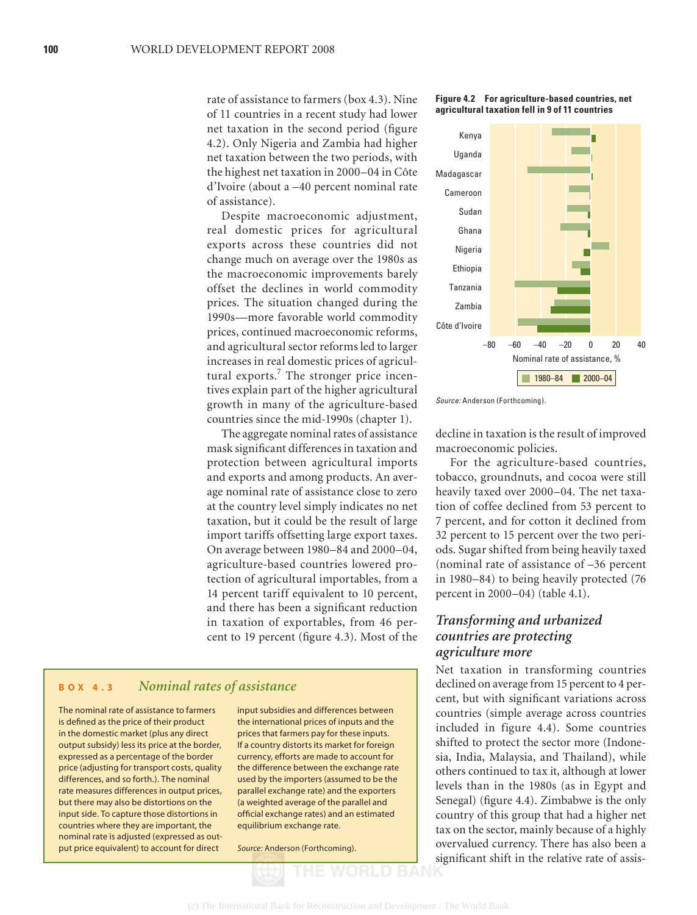rate of assistance to farmers (box 4.3). Nine of 11 countries in a recent study had lower net taxation in the second period (figure 4.2). Only Nigeria and Zambia had higher net taxation between the two periods, with the highest net taxation in 2000–04 in Côte d'Ivoire (about a –40 percent nominal rate of assistance).

Despite macroeconomic adjustment, real domestic prices for agricultural exports across these countries did not change much on average over the 1980s as the macroeconomic improvements barely offset the declines in world commodity prices. The situation changed during the 1990s—more favorable world commodity prices, continued macroeconomic reforms, and agricultural sector reforms led to larger increases in real domestic prices of agricultural exports.[7] The stronger price incentives explain part of the higher agricultural growth in many of the agriculture-based countries since the mid-1990s (chapter 1).

The aggregate nominal rates of assistance mask significant differences in taxation and protection between agricultural imports and exports and among products. An average nominal rate of assistance close to zero at the country level simply indicates no net taxation, but it could be the result of large import tariffs offsetting large export taxes. On average between 1980–84 and 2000–04, agriculture-based countries lowered protection of agricultural importables, from a 14 percent tariff equivalent to 10 percent, and there has been a significant reduction in taxation of exportables, from 46 percent to 19 percent (figure 4.3). Most of the decline in taxation is the result of improved macroeconomic policies.

**Figure 4.2 For agriculture-based countries, net agricultural taxation fell in 9 of 11 countries**

Countries: Kenya, Uganda, Madagascar, Cameroon, Sudan, Ghana, Nigeria, Ethiopia, Tanzania, Zambia, Côte d'Ivoire

Nominal rate of assistance, % (axis: –80, –60, –40, –20, 0, 20, 40)

Legend: 1980–84, 2000–04

*Source:* Anderson (Forthcoming).

For the agriculture-based countries, tobacco, groundnuts, and cocoa were still heavily taxed over 2000–04. The net taxation of coffee declined from 53 percent to 7 percent, and for cotton it declined from 32 percent to 15 percent over the two periods. Sugar shifted from being heavily taxed (nominal rate of assistance of –36 percent in 1980–84) to being heavily protected (76 percent in 2000–04) (table 4.1).

### *Transforming and urbanized countries are protecting agriculture more*

Net taxation in transforming countries declined on average from 15 percent to 4 percent, but with significant variations across countries (simple average across countries included in figure 4.4). Some countries shifted to protect the sector more (Indonesia, India, Malaysia, and Thailand), while others continued to tax it, although at lower levels than in the 1980s (as in Egypt and Senegal) (figure 4.4). Zimbabwe is the only country of this group that had a higher net tax on the sector, mainly because of a highly overvalued currency. There has also been a significant shift in the relative rate of assis-

---

**BOX 4.3** *Nominal rates of assistance*

The nominal rate of assistance to farmers is defined as the price of their product in the domestic market (plus any direct output subsidy) less its price at the border, expressed as a percentage of the border price (adjusting for transport costs, quality differences, and so forth.). The nominal rate measures differences in output prices, but there may also be distortions on the input side. To capture those distortions in countries where they are important, the nominal rate is adjusted (expressed as output price equivalent) to account for direct input subsidies and differences between the international prices of inputs and the prices that farmers pay for these inputs. If a country distorts its market for foreign currency, efforts are made to account for the difference between the exchange rate used by the importers (assumed to be the parallel exchange rate) and the exporters (a weighted average of the parallel and official exchange rates) and an estimated equilibrium exchange rate.

*Source:* Anderson (Forthcoming).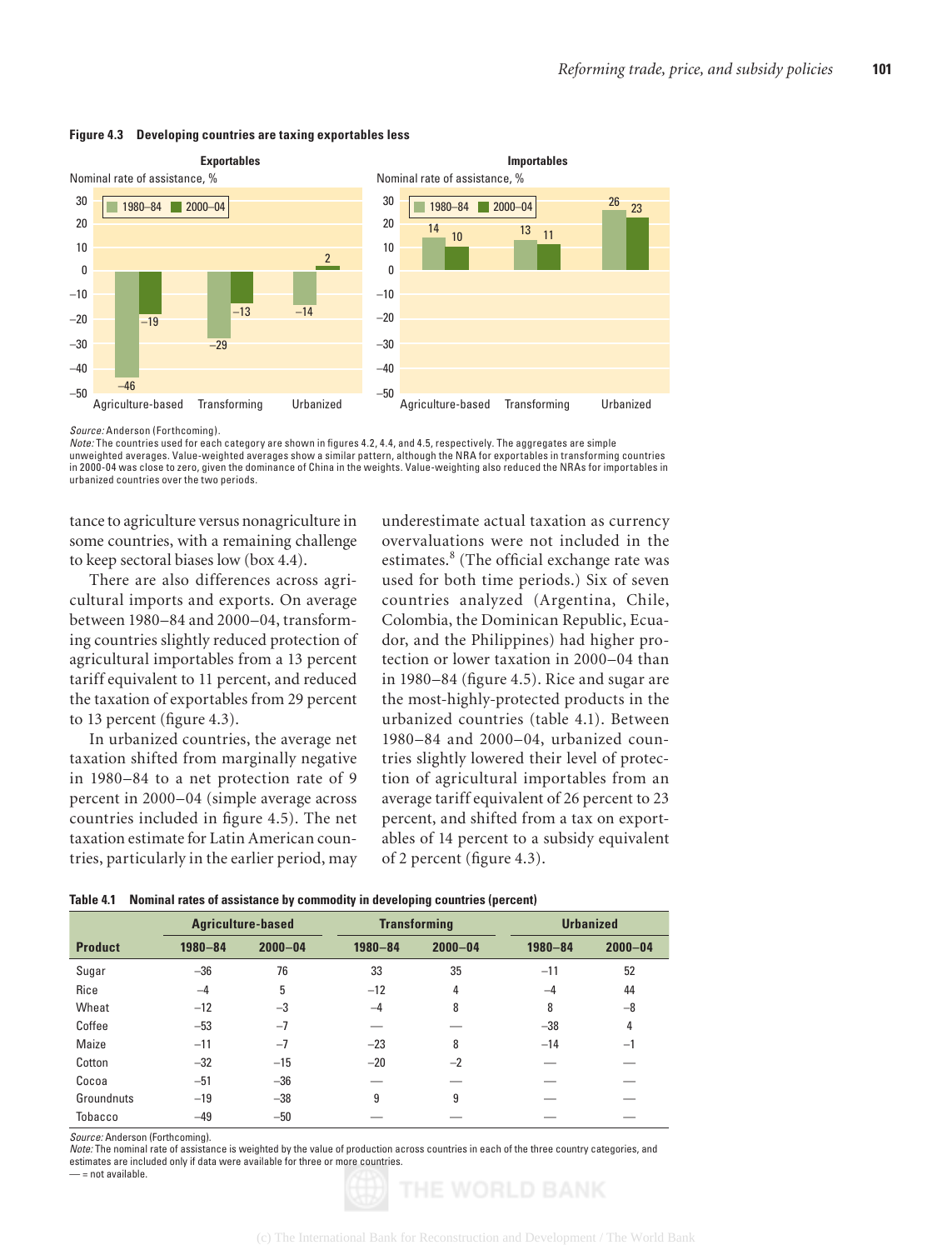**Figure 4.3 Developing countries are taxing exportables less**

**Exportables** — Nominal rate of assistance, %

| | 1980–84 | 2000–04 |
|---|---|---|
| Agriculture-based | –46 | –19 |
| Transforming | –29 | –13 |
| Urbanized | –14 | 2 |

**Importables** — Nominal rate of assistance, %

| | 1980–84 | 2000–04 |
|---|---|---|
| Agriculture-based | 14 | 10 |
| Transforming | 13 | 11 |
| Urbanized | 26 | 23 |

*Source:* Anderson (Forthcoming).
*Note:* The countries used for each category are shown in figures 4.2, 4.4, and 4.5, respectively. The aggregates are simple unweighted averages. Value-weighted averages show a similar pattern, although the NRA for exportables in transforming countries in 2000–04 was close to zero, given the dominance of China in the weights. Value-weighting also reduced the NRAs for importables in urbanized countries over the two periods.

tance to agriculture versus nonagriculture in some countries, with a remaining challenge to keep sectoral biases low (box 4.4).

There are also differences across agricultural imports and exports. On average between 1980–84 and 2000–04, transforming countries slightly reduced protection of agricultural importables from a 13 percent tariff equivalent to 11 percent, and reduced the taxation of exportables from 29 percent to 13 percent (figure 4.3).

In urbanized countries, the average net taxation shifted from marginally negative in 1980–84 to a net protection rate of 9 percent in 2000–04 (simple average across countries included in figure 4.5). The net taxation estimate for Latin American countries, particularly in the earlier period, may underestimate actual taxation as currency overvaluations were not included in the estimates.[8] (The official exchange rate was used for both time periods.) Six of seven countries analyzed (Argentina, Chile, Colombia, the Dominican Republic, Ecuador, and the Philippines) had higher protection or lower taxation in 2000–04 than in 1980–84 (figure 4.5). Rice and sugar are the most-highly-protected products in the urbanized countries (table 4.1). Between 1980–84 and 2000–04, urbanized countries slightly lowered their level of protection of agricultural importables from an average tariff equivalent of 26 percent to 23 percent, and shifted from a tax on exportables of 14 percent to a subsidy equivalent of 2 percent (figure 4.3).

**Table 4.1 Nominal rates of assistance by commodity in developing countries (percent)**

| | Agriculture-based | | Transforming | | Urbanized | |
|---|---|---|---|---|---|---|
| **Product** | **1980–84** | **2000–04** | **1980–84** | **2000–04** | **1980–84** | **2000–04** |
| Sugar | –36 | 76 | 33 | 35 | –11 | 52 |
| Rice | –4 | 5 | –12 | 4 | –4 | 44 |
| Wheat | –12 | –3 | –4 | 8 | 8 | –8 |
| Coffee | –53 | –7 | — | — | –38 | 4 |
| Maize | –11 | –7 | –23 | 8 | –14 | –1 |
| Cotton | –32 | –15 | –20 | –2 | — | — |
| Cocoa | –51 | –36 | — | — | — | — |
| Groundnuts | –19 | –38 | 9 | 9 | — | — |
| Tobacco | –49 | –50 | — | — | — | — |

*Source:* Anderson (Forthcoming).
*Note:* The nominal rate of assistance is weighted by the value of production across countries in each of the three country categories, and estimates are included only if data were available for three or more countries.
— = not available.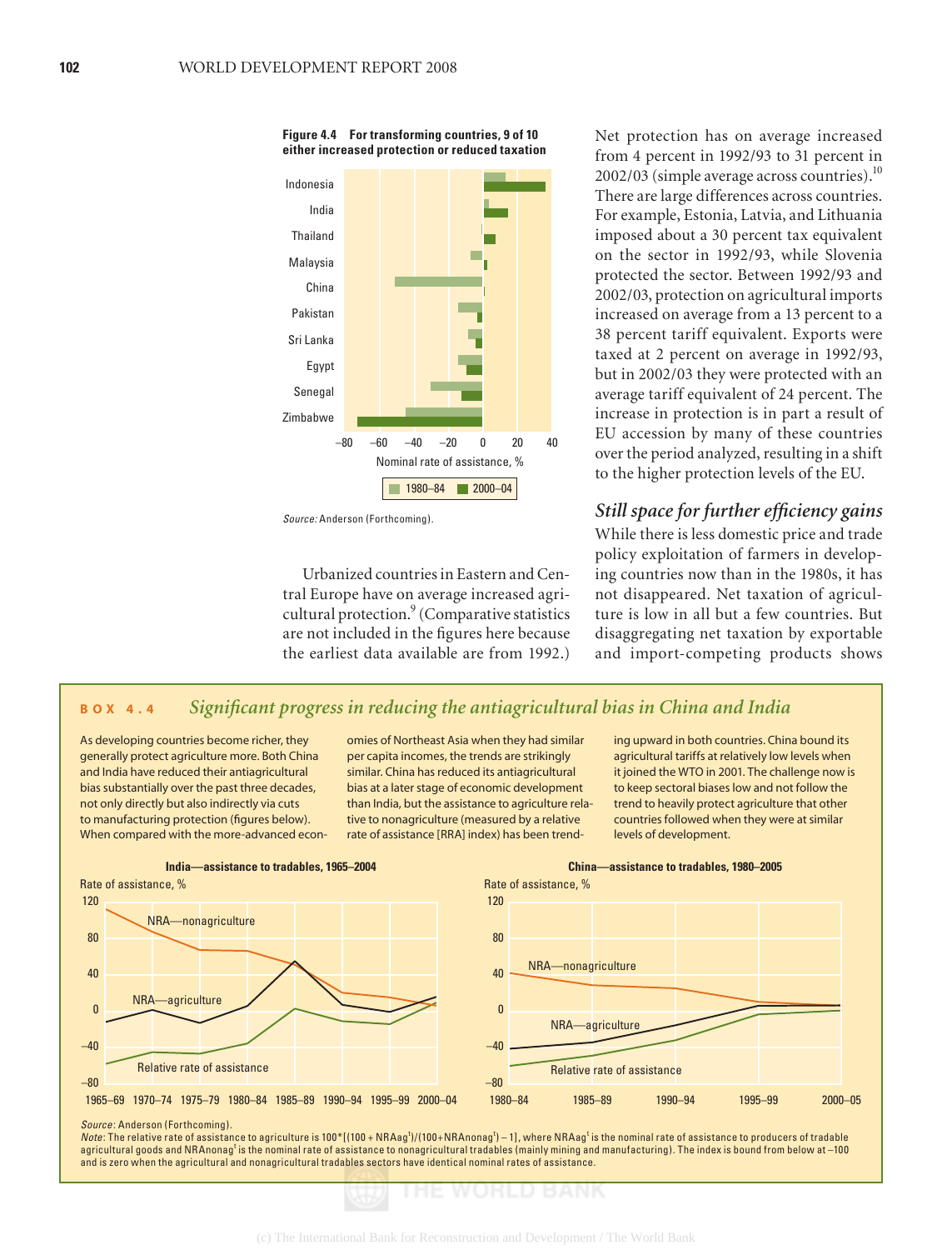**Figure 4.4 For transforming countries, 9 of 10 either increased protection or reduced taxation**

Source: Anderson (Forthcoming).

Urbanized countries in Eastern and Central Europe have on average increased agricultural protection.[9] (Comparative statistics are not included in the figures here because the earliest data available are from 1992.)

Net protection has on average increased from 4 percent in 1992/93 to 31 percent in 2002/03 (simple average across countries).[10] There are large differences across countries. For example, Estonia, Latvia, and Lithuania imposed about a 30 percent tax equivalent on the sector in 1992/93, while Slovenia protected the sector. Between 1992/93 and 2002/03, protection on agricultural imports increased on average from a 13 percent to a 38 percent tariff equivalent. Exports were taxed at 2 percent on average in 1992/93, but in 2002/03 they were protected with an average tariff equivalent of 24 percent. The increase in protection is in part a result of EU accession by many of these countries over the period analyzed, resulting in a shift to the higher protection levels of the EU.

### *Still space for further efficiency gains*

While there is less domestic price and trade policy exploitation of farmers in developing countries now than in the 1980s, it has not disappeared. Net taxation of agriculture is low in all but a few countries. But disaggregating net taxation by exportable and import-competing products shows

---

**BOX 4.4** *Significant progress in reducing the antiagricultural bias in China and India*

As developing countries become richer, they generally protect agriculture more. Both China and India have reduced their antiagricultural bias substantially over the past three decades, not only directly but also indirectly via cuts to manufacturing protection (figures below). When compared with the more-advanced economies of Northeast Asia when they had similar per capita incomes, the trends are strikingly similar. China has reduced its antiagricultural bias at a later stage of economic development than India, but the assistance to agriculture relative to nonagriculture (measured by a relative rate of assistance [RRA] index) has been trending upward in both countries. China bound its agricultural tariffs at relatively low levels when it joined the WTO in 2001. The challenge now is to keep sectoral biases low and not follow the trend to heavily protect agriculture that other countries followed when they were at similar levels of development.

**India—assistance to tradables, 1965–2004**

**China—assistance to tradables, 1980–2005**

Source: Anderson (Forthcoming).

Note: The relative rate of assistance to agriculture is $100*[(100 + NRAag^t)/(100+NRAnonag^t) - 1]$, where $NRAag^t$ is the nominal rate of assistance to producers of tradable agricultural goods and $NRAnonag^t$ is the nominal rate of assistance to nonagricultural tradables (mainly mining and manufacturing). The index is bound from below at –100 and is zero when the agricultural and nonagricultural tradables sectors have identical nominal rates of assistance.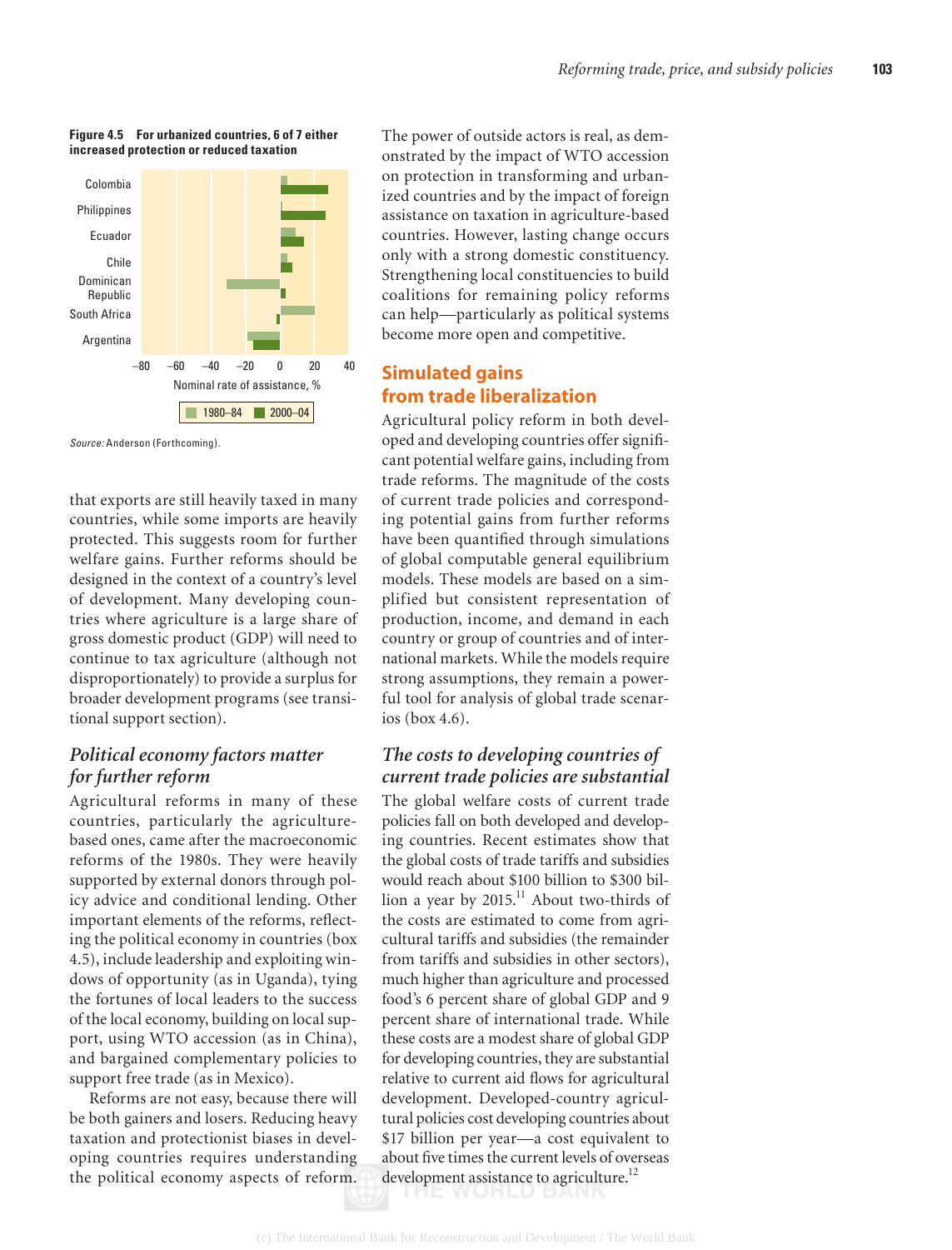**Figure 4.5 For urbanized countries, 6 of 7 either increased protection or reduced taxation**

Colombia
Philippines
Ecuador
Chile
Dominican Republic
South Africa
Argentina

–80 –60 –40 –20 0 20 40

Nominal rate of assistance, %

1980–84 2000–04

*Source:* Anderson (Forthcoming).

that exports are still heavily taxed in many countries, while some imports are heavily protected. This suggests room for further welfare gains. Further reforms should be designed in the context of a country's level of development. Many developing countries where agriculture is a large share of gross domestic product (GDP) will need to continue to tax agriculture (although not disproportionately) to provide a surplus for broader development programs (see transitional support section).

### *Political economy factors matter for further reform*

Agricultural reforms in many of these countries, particularly the agriculture-based ones, came after the macroeconomic reforms of the 1980s. They were heavily supported by external donors through policy advice and conditional lending. Other important elements of the reforms, reflecting the political economy in countries (box 4.5), include leadership and exploiting windows of opportunity (as in Uganda), tying the fortunes of local leaders to the success of the local economy, building on local support, using WTO accession (as in China), and bargained complementary policies to support free trade (as in Mexico).

Reforms are not easy, because there will be both gainers and losers. Reducing heavy taxation and protectionist biases in developing countries requires understanding the political economy aspects of reform. The power of outside actors is real, as demonstrated by the impact of WTO accession on protection in transforming and urbanized countries and by the impact of foreign assistance on taxation in agriculture-based countries. However, lasting change occurs only with a strong domestic constituency. Strengthening local constituencies to build coalitions for remaining policy reforms can help—particularly as political systems become more open and competitive.

## Simulated gains from trade liberalization

Agricultural policy reform in both developed and developing countries offer significant potential welfare gains, including from trade reforms. The magnitude of the costs of current trade policies and corresponding potential gains from further reforms have been quantified through simulations of global computable general equilibrium models. These models are based on a simplified but consistent representation of production, income, and demand in each country or group of countries and of international markets. While the models require strong assumptions, they remain a powerful tool for analysis of global trade scenarios (box 4.6).

### *The costs to developing countries of current trade policies are substantial*

The global welfare costs of current trade policies fall on both developed and developing countries. Recent estimates show that the global costs of trade tariffs and subsidies would reach about \$100 billion to \$300 billion a year by 2015.[11] About two-thirds of the costs are estimated to come from agricultural tariffs and subsidies (the remainder from tariffs and subsidies in other sectors), much higher than agriculture and processed food's 6 percent share of global GDP and 9 percent share of international trade. While these costs are a modest share of global GDP for developing countries, they are substantial relative to current aid flows for agricultural development. Developed-country agricultural policies cost developing countries about \$17 billion per year—a cost equivalent to about five times the current levels of overseas development assistance to agriculture.[12]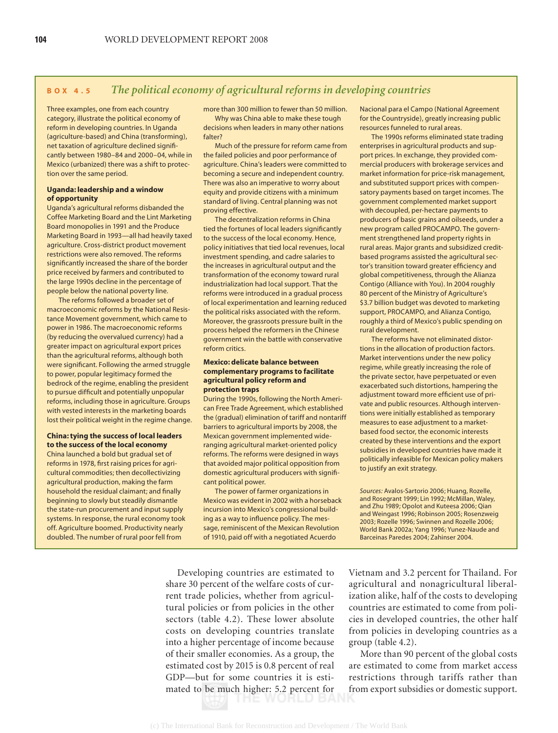## BOX 4.5 *The political economy of agricultural reforms in developing countries*

Three examples, one from each country category, illustrate the political economy of reform in developing countries. In Uganda (agriculture-based) and China (transforming), net taxation of agriculture declined significantly between 1980–84 and 2000–04, while in Mexico (urbanized) there was a shift to protection over the same period.

**Uganda: leadership and a window of opportunity**

Uganda's agricultural reforms disbanded the Coffee Marketing Board and the Lint Marketing Board monopolies in 1991 and the Produce Marketing Board in 1993—all had heavily taxed agriculture. Cross-district product movement restrictions were also removed. The reforms significantly increased the share of the border price received by farmers and contributed to the large 1990s decline in the percentage of people below the national poverty line.

The reforms followed a broader set of macroeconomic reforms by the National Resistance Movement government, which came to power in 1986. The macroeconomic reforms (by reducing the overvalued currency) had a greater impact on agricultural export prices than the agricultural reforms, although both were significant. Following the armed struggle to power, popular legitimacy formed the bedrock of the regime, enabling the president to pursue difficult and potentially unpopular reforms, including those in agriculture. Groups with vested interests in the marketing boards lost their political weight in the regime change.

**China: tying the success of local leaders to the success of the local economy**

China launched a bold but gradual set of reforms in 1978, first raising prices for agricultural commodities; then decollectivizing agricultural production, making the farm household the residual claimant; and finally beginning to slowly but steadily dismantle the state-run procurement and input supply systems. In response, the rural economy took off. Agriculture boomed. Productivity nearly doubled. The number of rural poor fell from more than 300 million to fewer than 50 million.

Why was China able to make these tough decisions when leaders in many other nations falter?

Much of the pressure for reform came from the failed policies and poor performance of agriculture. China's leaders were committed to becoming a secure and independent country. There was also an imperative to worry about equity and provide citizens with a minimum standard of living. Central planning was not proving effective.

The decentralization reforms in China tied the fortunes of local leaders significantly to the success of the local economy. Hence, policy initiatives that tied local revenues, local investment spending, and cadre salaries to the increases in agricultural output and the transformation of the economy toward rural industrialization had local support. That the reforms were introduced in a gradual process of local experimentation and learning reduced the political risks associated with the reform. Moreover, the grassroots pressure built in the process helped the reformers in the Chinese government win the battle with conservative reform critics.

**Mexico: delicate balance between complementary programs to facilitate agricultural policy reform and protection traps**

During the 1990s, following the North American Free Trade Agreement, which established the (gradual) elimination of tariff and nontariff barriers to agricultural imports by 2008, the Mexican government implemented wide-ranging agricultural market-oriented policy reforms. The reforms were designed in ways that avoided major political opposition from domestic agricultural producers with significant political power.

The power of farmer organizations in Mexico was evident in 2002 with a horseback incursion into Mexico's congressional building as a way to influence policy. The message, reminiscent of the Mexican Revolution of 1910, paid off with a negotiated Acuerdo Nacional para el Campo (National Agreement for the Countryside), greatly increasing public resources funneled to rural areas.

The 1990s reforms eliminated state trading enterprises in agricultural products and support prices. In exchange, they provided commercial producers with brokerage services and market information for price-risk management, and substituted support prices with compensatory payments based on target incomes. The government complemented market support with decoupled, per-hectare payments to producers of basic grains and oilseeds, under a new program called PROCAMPO. The government strengthened land property rights in rural areas. Major grants and subsidized credit-based programs assisted the agricultural sector's transition toward greater efficiency and global competitiveness, through the Alianza Contigo (Alliance with You). In 2004 roughly 80 percent of the Ministry of Agriculture's $3.7 billion budget was devoted to marketing support, PROCAMPO, and Alianza Contigo, roughly a third of Mexico's public spending on rural development.

The reforms have not eliminated distortions in the allocation of production factors. Market interventions under the new policy regime, while greatly increasing the role of the private sector, have perpetuated or even exacerbated such distortions, hampering the adjustment toward more efficient use of private and public resources. Although interventions were initially established as temporary measures to ease adjustment to a market-based food sector, the economic interests created by these interventions and the export subsidies in developed countries have made it politically infeasible for Mexican policy makers to justify an exit strategy.

*Sources:* Avalos-Sartorio 2006; Huang, Rozelle, and Rosegrant 1999; Lin 1992; McMillan, Waley, and Zhu 1989; Opolot and Kuteesa 2006; Qian and Weingast 1996; Robinson 2005; Rosenzweig 2003; Rozelle 1996; Swinnen and Rozelle 2006; World Bank 2002a; Yang 1996; Yunez-Naude and Barceinas Paredes 2004; Zahinser 2004.

Developing countries are estimated to share 30 percent of the welfare costs of current trade policies, whether from agricultural policies or from policies in the other sectors (table 4.2). These lower absolute costs on developing countries translate into a higher percentage of income because of their smaller economies. As a group, the estimated cost by 2015 is 0.8 percent of real GDP—but for some countries it is estimated to be much higher: 5.2 percent for Vietnam and 3.2 percent for Thailand. For agricultural and nonagricultural liberalization alike, half of the costs to developing countries are estimated to come from policies in developed countries, the other half from policies in developing countries as a group (table 4.2).

More than 90 percent of the global costs are estimated to come from market access restrictions through tariffs rather than from export subsidies or domestic support.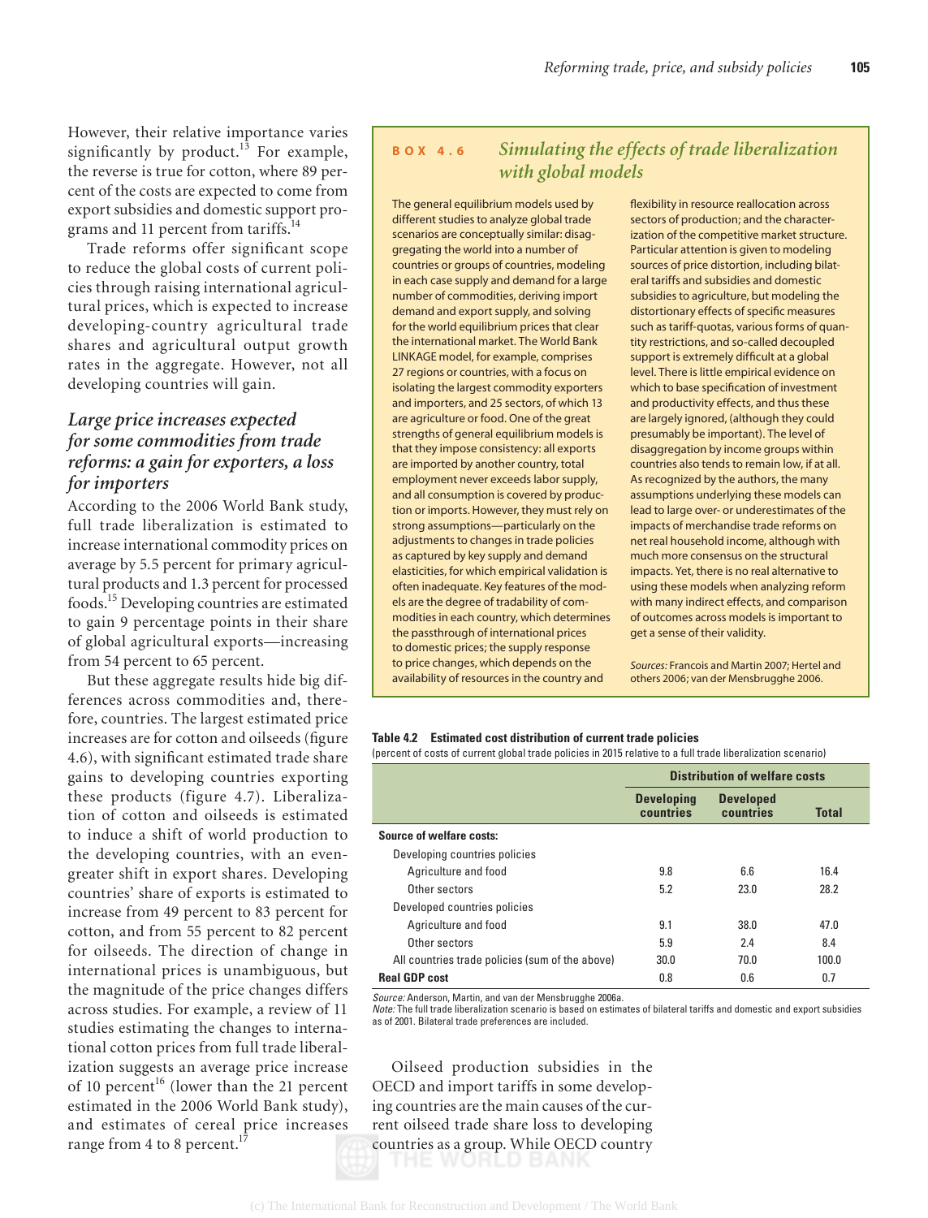However, their relative importance varies significantly by product.[13] For example, the reverse is true for cotton, where 89 percent of the costs are expected to come from export subsidies and domestic support programs and 11 percent from tariffs.[14]

Trade reforms offer significant scope to reduce the global costs of current policies through raising international agricultural prices, which is expected to increase developing-country agricultural trade shares and agricultural output growth rates in the aggregate. However, not all developing countries will gain.

### *Large price increases expected for some commodities from trade reforms: a gain for exporters, a loss for importers*

According to the 2006 World Bank study, full trade liberalization is estimated to increase international commodity prices on average by 5.5 percent for primary agricultural products and 1.3 percent for processed foods.[15] Developing countries are estimated to gain 9 percentage points in their share of global agricultural exports—increasing from 54 percent to 65 percent.

But these aggregate results hide big differences across commodities and, therefore, countries. The largest estimated price increases are for cotton and oilseeds (figure 4.6), with significant estimated trade share gains to developing countries exporting these products (figure 4.7). Liberalization of cotton and oilseeds is estimated to induce a shift of world production to the developing countries, with an even-greater shift in export shares. Developing countries' share of exports is estimated to increase from 49 percent to 83 percent for cotton, and from 55 percent to 82 percent for oilseeds. The direction of change in international prices is unambiguous, but the magnitude of the price changes differs across studies. For example, a review of 11 studies estimating the changes to international cotton prices from full trade liberalization suggests an average price increase of 10 percent[16] (lower than the 21 percent estimated in the 2006 World Bank study), and estimates of cereal price increases range from 4 to 8 percent.[17]

> **BOX 4.6** *Simulating the effects of trade liberalization with global models*
>
> The general equilibrium models used by different studies to analyze global trade scenarios are conceptually similar: disaggregating the world into a number of countries or groups of countries, modeling in each case supply and demand for a large number of commodities, deriving import demand and export supply, and solving for the world equilibrium prices that clear the international market. The World Bank LINKAGE model, for example, comprises 27 regions or countries, with a focus on isolating the largest commodity exporters and importers, and 25 sectors, of which 13 are agriculture or food. One of the great strengths of general equilibrium models is that they impose consistency: all exports are imported by another country, total employment never exceeds labor supply, and all consumption is covered by production or imports. However, they must rely on strong assumptions—particularly on the adjustments to changes in trade policies as captured by key supply and demand elasticities, for which empirical validation is often inadequate. Key features of the models are the degree of tradability of commodities in each country, which determines the passthrough of international prices to domestic prices; the supply response to price changes, which depends on the availability of resources in the country and flexibility in resource reallocation across sectors of production; and the characterization of the competitive market structure. Particular attention is given to modeling sources of price distortion, including bilateral tariffs and subsidies and domestic subsidies to agriculture, but modeling the distortionary effects of specific measures such as tariff-quotas, various forms of quantity restrictions, and so-called decoupled support is extremely difficult at a global level. There is little empirical evidence on which to base specification of investment and productivity effects, and thus these are largely ignored, (although they could presumably be important). The level of disaggregation by income groups within countries also tends to remain low, if at all. As recognized by the authors, the many assumptions underlying these models can lead to large over- or underestimates of the impacts of merchandise trade reforms on net real household income, although with much more consensus on the structural impacts. Yet, there is no real alternative to using these models when analyzing reform with many indirect effects, and comparison of outcomes across models is important to get a sense of their validity.
>
> *Sources:* Francois and Martin 2007; Hertel and others 2006; van der Mensbrugghe 2006.

**Table 4.2 Estimated cost distribution of current trade policies**

(percent of costs of current global trade policies in 2015 relative to a full trade liberalization scenario)

| | Distribution of welfare costs | | |
|---|---|---|---|
| | **Developing countries** | **Developed countries** | **Total** |
| **Source of welfare costs:** | | | |
| Developing countries policies | | | |
| Agriculture and food | 9.8 | 6.6 | 16.4 |
| Other sectors | 5.2 | 23.0 | 28.2 |
| Developed countries policies | | | |
| Agriculture and food | 9.1 | 38.0 | 47.0 |
| Other sectors | 5.9 | 2.4 | 8.4 |
| All countries trade policies (sum of the above) | 30.0 | 70.0 | 100.0 |
| **Real GDP cost** | 0.8 | 0.6 | 0.7 |

*Source:* Anderson, Martin, and van der Mensbrugghe 2006a.
*Note:* The full trade liberalization scenario is based on estimates of bilateral tariffs and domestic and export subsidies as of 2001. Bilateral trade preferences are included.

Oilseed production subsidies in the OECD and import tariffs in some developing countries are the main causes of the current oilseed trade share loss to developing countries as a group. While OECD country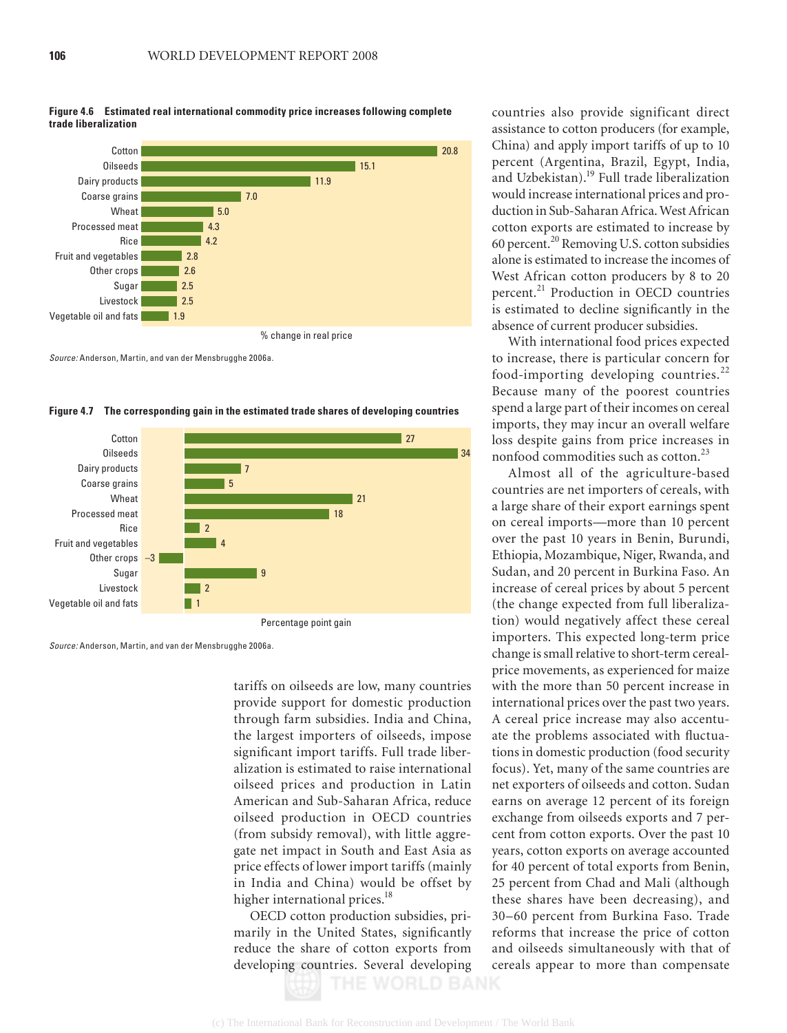**Figure 4.6 Estimated real international commodity price increases following complete trade liberalization**

| Commodity | % change in real price |
|---|---|
| Cotton | 20.8 |
| Oilseeds | 15.1 |
| Dairy products | 11.9 |
| Coarse grains | 7.0 |
| Wheat | 5.0 |
| Processed meat | 4.3 |
| Rice | 4.2 |
| Fruit and vegetables | 2.8 |
| Other crops | 2.6 |
| Sugar | 2.5 |
| Livestock | 2.5 |
| Vegetable oil and fats | 1.9 |

*Source:* Anderson, Martin, and van der Mensbrugghe 2006a.

**Figure 4.7 The corresponding gain in the estimated trade shares of developing countries**

| Commodity | Percentage point gain |
|---|---|
| Cotton | 27 |
| Oilseeds | 34 |
| Dairy products | 7 |
| Coarse grains | 5 |
| Wheat | 21 |
| Processed meat | 18 |
| Rice | 2 |
| Fruit and vegetables | 4 |
| Other crops | –3 |
| Sugar | 9 |
| Livestock | 2 |
| Vegetable oil and fats | 1 |

*Source:* Anderson, Martin, and van der Mensbrugghe 2006a.

tariffs on oilseeds are low, many countries provide support for domestic production through farm subsidies. India and China, the largest importers of oilseeds, impose significant import tariffs. Full trade liberalization is estimated to raise international oilseed prices and production in Latin American and Sub-Saharan Africa, reduce oilseed production in OECD countries (from subsidy removal), with little aggregate net impact in South and East Asia as price effects of lower import tariffs (mainly in India and China) would be offset by higher international prices.[18]

OECD cotton production subsidies, primarily in the United States, significantly reduce the share of cotton exports from developing countries. Several developing countries also provide significant direct assistance to cotton producers (for example, China) and apply import tariffs of up to 10 percent (Argentina, Brazil, Egypt, India, and Uzbekistan).[19] Full trade liberalization would increase international prices and production in Sub-Saharan Africa. West African cotton exports are estimated to increase by 60 percent.[20] Removing U.S. cotton subsidies alone is estimated to increase the incomes of West African cotton producers by 8 to 20 percent.[21] Production in OECD countries is estimated to decline significantly in the absence of current producer subsidies.

With international food prices expected to increase, there is particular concern for food-importing developing countries.[22] Because many of the poorest countries spend a large part of their incomes on cereal imports, they may incur an overall welfare loss despite gains from price increases in nonfood commodities such as cotton.[23]

Almost all of the agriculture-based countries are net importers of cereals, with a large share of their export earnings spent on cereal imports—more than 10 percent over the past 10 years in Benin, Burundi, Ethiopia, Mozambique, Niger, Rwanda, and Sudan, and 20 percent in Burkina Faso. An increase of cereal prices by about 5 percent (the change expected from full liberalization) would negatively affect these cereal importers. This expected long-term price change is small relative to short-term cereal-price movements, as experienced for maize with the more than 50 percent increase in international prices over the past two years. A cereal price increase may also accentuate the problems associated with fluctuations in domestic production (food security focus). Yet, many of the same countries are net exporters of oilseeds and cotton. Sudan earns on average 12 percent of its foreign exchange from oilseeds exports and 7 percent from cotton exports. Over the past 10 years, cotton exports on average accounted for 40 percent of total exports from Benin, 25 percent from Chad and Mali (although these shares have been decreasing), and 30–60 percent from Burkina Faso. Trade reforms that increase the price of cotton and oilseeds simultaneously with that of cereals appear to more than compensate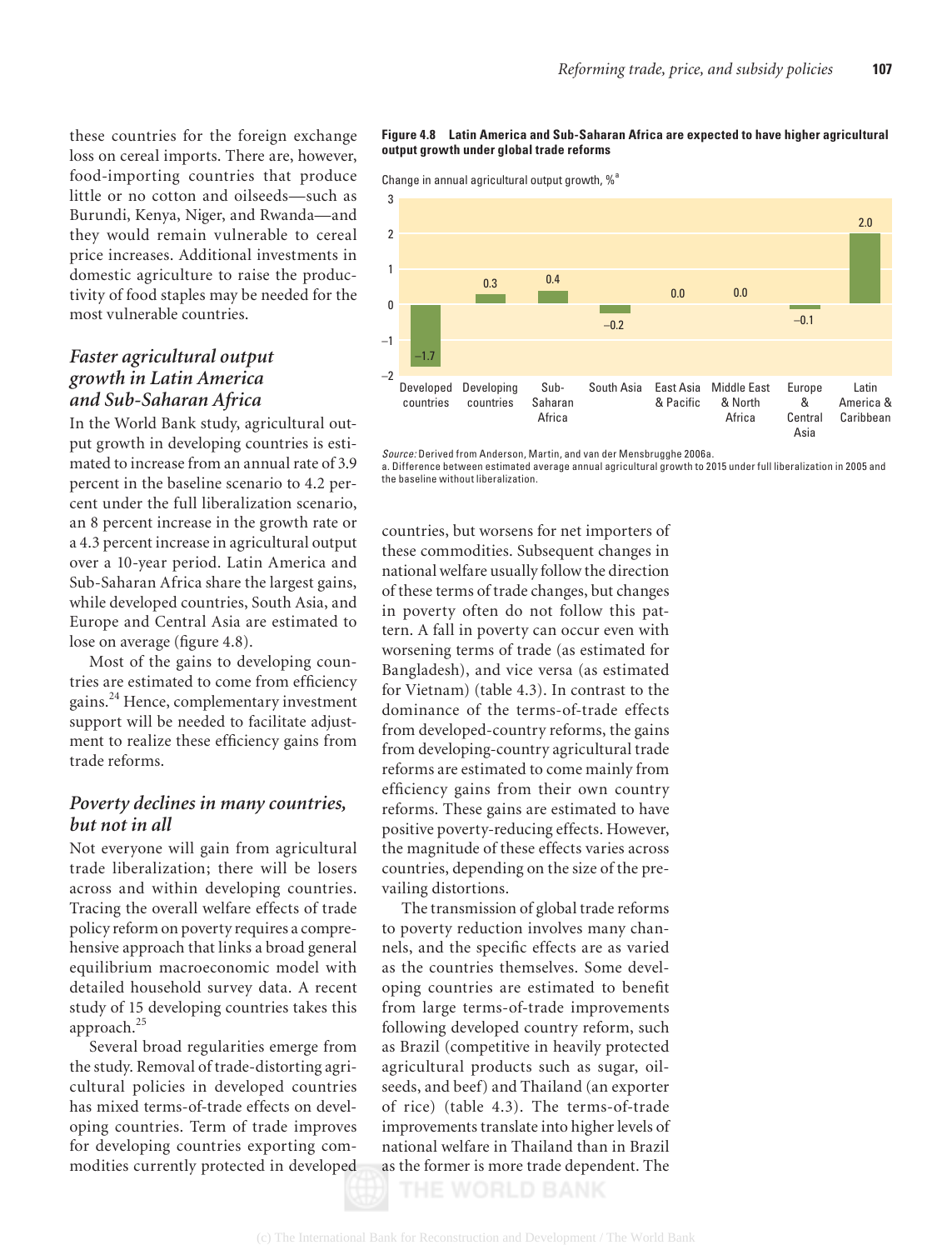these countries for the foreign exchange loss on cereal imports. There are, however, food-importing countries that produce little or no cotton and oilseeds—such as Burundi, Kenya, Niger, and Rwanda—and they would remain vulnerable to cereal price increases. Additional investments in domestic agriculture to raise the productivity of food staples may be needed for the most vulnerable countries.

### *Faster agricultural output growth in Latin America and Sub-Saharan Africa*

In the World Bank study, agricultural output growth in developing countries is estimated to increase from an annual rate of 3.9 percent in the baseline scenario to 4.2 percent under the full liberalization scenario, an 8 percent increase in the growth rate or a 4.3 percent increase in agricultural output over a 10-year period. Latin America and Sub-Saharan Africa share the largest gains, while developed countries, South Asia, and Europe and Central Asia are estimated to lose on average (figure 4.8).

Most of the gains to developing countries are estimated to come from efficiency gains.[24] Hence, complementary investment support will be needed to facilitate adjustment to realize these efficiency gains from trade reforms.

**Figure 4.8 Latin America and Sub-Saharan Africa are expected to have higher agricultural output growth under global trade reforms**

Change in annual agricultural output growth, %[a]

| Region | Change |
|---|---|
| Developed countries | –1.7 |
| Developing countries | 0.3 |
| Sub-Saharan Africa | 0.4 |
| South Asia | –0.2 |
| East Asia & Pacific | 0.0 |
| Middle East & North Africa | 0.0 |
| Europe & Central Asia | –0.1 |
| Latin America & Caribbean | 2.0 |

*Source:* Derived from Anderson, Martin, and van der Mensbrugghe 2006a.
a. Difference between estimated average annual agricultural growth to 2015 under full liberalization in 2005 and the baseline without liberalization.

### *Poverty declines in many countries, but not in all*

Not everyone will gain from agricultural trade liberalization; there will be losers across and within developing countries. Tracing the overall welfare effects of trade policy reform on poverty requires a comprehensive approach that links a broad general equilibrium macroeconomic model with detailed household survey data. A recent study of 15 developing countries takes this approach.[25]

Several broad regularities emerge from the study. Removal of trade-distorting agricultural policies in developed countries has mixed terms-of-trade effects on developing countries. Term of trade improves for developing countries exporting commodities currently protected in developed countries, but worsens for net importers of these commodities. Subsequent changes in national welfare usually follow the direction of these terms of trade changes, but changes in poverty often do not follow this pattern. A fall in poverty can occur even with worsening terms of trade (as estimated for Bangladesh), and vice versa (as estimated for Vietnam) (table 4.3). In contrast to the dominance of the terms-of-trade effects from developed-country reforms, the gains from developing-country agricultural trade reforms are estimated to come mainly from efficiency gains from their own country reforms. These gains are estimated to have positive poverty-reducing effects. However, the magnitude of these effects varies across countries, depending on the size of the prevailing distortions.

The transmission of global trade reforms to poverty reduction involves many channels, and the specific effects are as varied as the countries themselves. Some developing countries are estimated to benefit from large terms-of-trade improvements following developed country reform, such as Brazil (competitive in heavily protected agricultural products such as sugar, oilseeds, and beef) and Thailand (an exporter of rice) (table 4.3). The terms-of-trade improvements translate into higher levels of national welfare in Thailand than in Brazil as the former is more trade dependent. The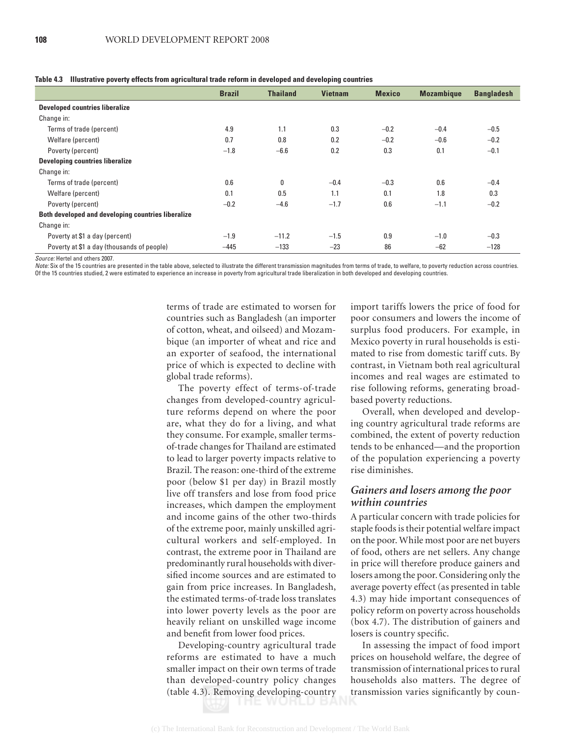**Table 4.3 Illustrative poverty effects from agricultural trade reform in developed and developing countries**

| | Brazil | Thailand | Vietnam | Mexico | Mozambique | Bangladesh |
|---|---|---|---|---|---|---|
| **Developed countries liberalize** | | | | | | |
| Change in: | | | | | | |
| Terms of trade (percent) | 4.9 | 1.1 | 0.3 | −0.2 | −0.4 | −0.5 |
| Welfare (percent) | 0.7 | 0.8 | 0.2 | −0.2 | −0.6 | −0.2 |
| Poverty (percent) | −1.8 | −6.6 | 0.2 | 0.3 | 0.1 | −0.1 |
| **Developing countries liberalize** | | | | | | |
| Change in: | | | | | | |
| Terms of trade (percent) | 0.6 | 0 | −0.4 | −0.3 | 0.6 | −0.4 |
| Welfare (percent) | 0.1 | 0.5 | 1.1 | 0.1 | 1.8 | 0.3 |
| Poverty (percent) | −0.2 | −4.6 | −1.7 | 0.6 | −1.1 | −0.2 |
| **Both developed and developing countries liberalize** | | | | | | |
| Change in: | | | | | | |
| Poverty at $1 a day (percent) | −1.9 | −11.2 | −1.5 | 0.9 | −1.0 | −0.3 |
| Poverty at $1 a day (thousands of people) | −445 | −133 | −23 | 86 | −62 | −128 |

*Source:* Hertel and others 2007.
*Note:* Six of the 15 countries are presented in the table above, selected to illustrate the different transmission magnitudes from terms of trade, to welfare, to poverty reduction across countries. Of the 15 countries studied, 2 were estimated to experience an increase in poverty from agricultural trade liberalization in both developed and developing countries.

terms of trade are estimated to worsen for countries such as Bangladesh (an importer of cotton, wheat, and oilseed) and Mozambique (an importer of wheat and rice and an exporter of seafood, the international price of which is expected to decline with global trade reforms).

The poverty effect of terms-of-trade changes from developed-country agriculture reforms depend on where the poor are, what they do for a living, and what they consume. For example, smaller terms-of-trade changes for Thailand are estimated to lead to larger poverty impacts relative to Brazil. The reason: one-third of the extreme poor (below $1 per day) in Brazil mostly live off transfers and lose from food price increases, which dampen the employment and income gains of the other two-thirds of the extreme poor, mainly unskilled agricultural workers and self-employed. In contrast, the extreme poor in Thailand are predominantly rural households with diversified income sources and are estimated to gain from price increases. In Bangladesh, the estimated terms-of-trade loss translates into lower poverty levels as the poor are heavily reliant on unskilled wage income and benefit from lower food prices.

Developing-country agricultural trade reforms are estimated to have a much smaller impact on their own terms of trade than developed-country policy changes (table 4.3). Removing developing-country import tariffs lowers the price of food for poor consumers and lowers the income of surplus food producers. For example, in Mexico poverty in rural households is estimated to rise from domestic tariff cuts. By contrast, in Vietnam both real agricultural incomes and real wages are estimated to rise following reforms, generating broad-based poverty reductions.

Overall, when developed and developing country agricultural trade reforms are combined, the extent of poverty reduction tends to be enhanced—and the proportion of the population experiencing a poverty rise diminishes.

### *Gainers and losers among the poor within countries*

A particular concern with trade policies for staple foods is their potential welfare impact on the poor. While most poor are net buyers of food, others are net sellers. Any change in price will therefore produce gainers and losers among the poor. Considering only the average poverty effect (as presented in table 4.3) may hide important consequences of policy reform on poverty across households (box 4.7). The distribution of gainers and losers is country specific.

In assessing the impact of food import prices on household welfare, the degree of transmission of international prices to rural households also matters. The degree of transmission varies significantly by coun-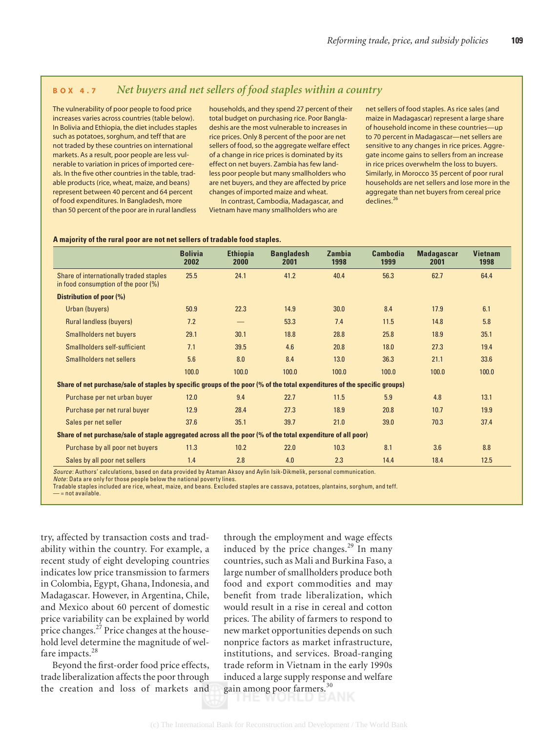### BOX 4.7 *Net buyers and net sellers of food staples within a country*

The vulnerability of poor people to food price increases varies across countries (table below). In Bolivia and Ethiopia, the diet includes staples such as potatoes, sorghum, and teff that are not traded by these countries on international markets. As a result, poor people are less vulnerable to variation in prices of imported cereals. In the five other countries in the table, tradable products (rice, wheat, maize, and beans) represent between 40 percent and 64 percent of food expenditures. In Bangladesh, more than 50 percent of the poor are in rural landless households, and they spend 27 percent of their total budget on purchasing rice. Poor Bangladeshis are the most vulnerable to increases in rice prices. Only 8 percent of the poor are net sellers of food, so the aggregate welfare effect of a change in rice prices is dominated by its effect on net buyers. Zambia has few landless poor people but many smallholders who are net buyers, and they are affected by price changes of imported maize and wheat.

In contrast, Cambodia, Madagascar, and Vietnam have many smallholders who are net sellers of food staples. As rice sales (and maize in Madagascar) represent a large share of household income in these countries—up to 70 percent in Madagascar—net sellers are sensitive to any changes in rice prices. Aggregate income gains to sellers from an increase in rice prices overwhelm the loss to buyers. Similarly, in Morocco 35 percent of poor rural households are net sellers and lose more in the aggregate than net buyers from cereal price declines.[26]

**A majority of the rural poor are not net sellers of tradable food staples.**

| | Bolivia 2002 | Ethiopia 2000 | Bangladesh 2001 | Zambia 1998 | Cambodia 1999 | Madagascar 2001 | Vietnam 1998 |
|---|---|---|---|---|---|---|---|
| Share of internationally traded staples in food consumption of the poor (%) | 25.5 | 24.1 | 41.2 | 40.4 | 56.3 | 62.7 | 64.4 |
| **Distribution of poor (%)** | | | | | | | |
| Urban (buyers) | 50.9 | 22.3 | 14.9 | 30.0 | 8.4 | 17.9 | 6.1 |
| Rural landless (buyers) | 7.2 | — | 53.3 | 7.4 | 11.5 | 14.8 | 5.8 |
| Smallholders net buyers | 29.1 | 30.1 | 18.8 | 28.8 | 25.8 | 18.9 | 35.1 |
| Smallholders self-sufficient | 7.1 | 39.5 | 4.6 | 20.8 | 18.0 | 27.3 | 19.4 |
| Smallholders net sellers | 5.6 | 8.0 | 8.4 | 13.0 | 36.3 | 21.1 | 33.6 |
| | 100.0 | 100.0 | 100.0 | 100.0 | 100.0 | 100.0 | 100.0 |
| **Share of net purchase/sale of staples by specific groups of the poor (% of the total expenditures of the specific groups)** | | | | | | | |
| Purchase per net urban buyer | 12.0 | 9.4 | 22.7 | 11.5 | 5.9 | 4.8 | 13.1 |
| Purchase per net rural buyer | 12.9 | 28.4 | 27.3 | 18.9 | 20.8 | 10.7 | 19.9 |
| Sales per net seller | 37.6 | 35.1 | 39.7 | 21.0 | 39.0 | 70.3 | 37.4 |
| **Share of net purchase/sale of staple aggregated across all the poor (% of the total expenditure of all poor)** | | | | | | | |
| Purchase by all poor net buyers | 11.3 | 10.2 | 22.0 | 10.3 | 8.1 | 3.6 | 8.8 |
| Sales by all poor net sellers | 1.4 | 2.8 | 4.0 | 2.3 | 14.4 | 18.4 | 12.5 |

*Source*: Authors' calculations, based on data provided by Ataman Aksoy and Aylin Isik-Dikmelik, personal communication.
*Note*: Data are only for those people below the national poverty lines.
Tradable staples included are rice, wheat, maize, and beans. Excluded staples are cassava, potatoes, plantains, sorghum, and teff.
— = not available.

try, affected by transaction costs and tradability within the country. For example, a recent study of eight developing countries indicates low price transmission to farmers in Colombia, Egypt, Ghana, Indonesia, and Madagascar. However, in Argentina, Chile, and Mexico about 60 percent of domestic price variability can be explained by world price changes.[27] Price changes at the household level determine the magnitude of welfare impacts.[28]

Beyond the first-order food price effects, trade liberalization affects the poor through the creation and loss of markets and through the employment and wage effects induced by the price changes.[29] In many countries, such as Mali and Burkina Faso, a large number of smallholders produce both food and export commodities and may benefit from trade liberalization, which would result in a rise in cereal and cotton prices. The ability of farmers to respond to new market opportunities depends on such nonprice factors as market infrastructure, institutions, and services. Broad-ranging trade reform in Vietnam in the early 1990s induced a large supply response and welfare gain among poor farmers.[30]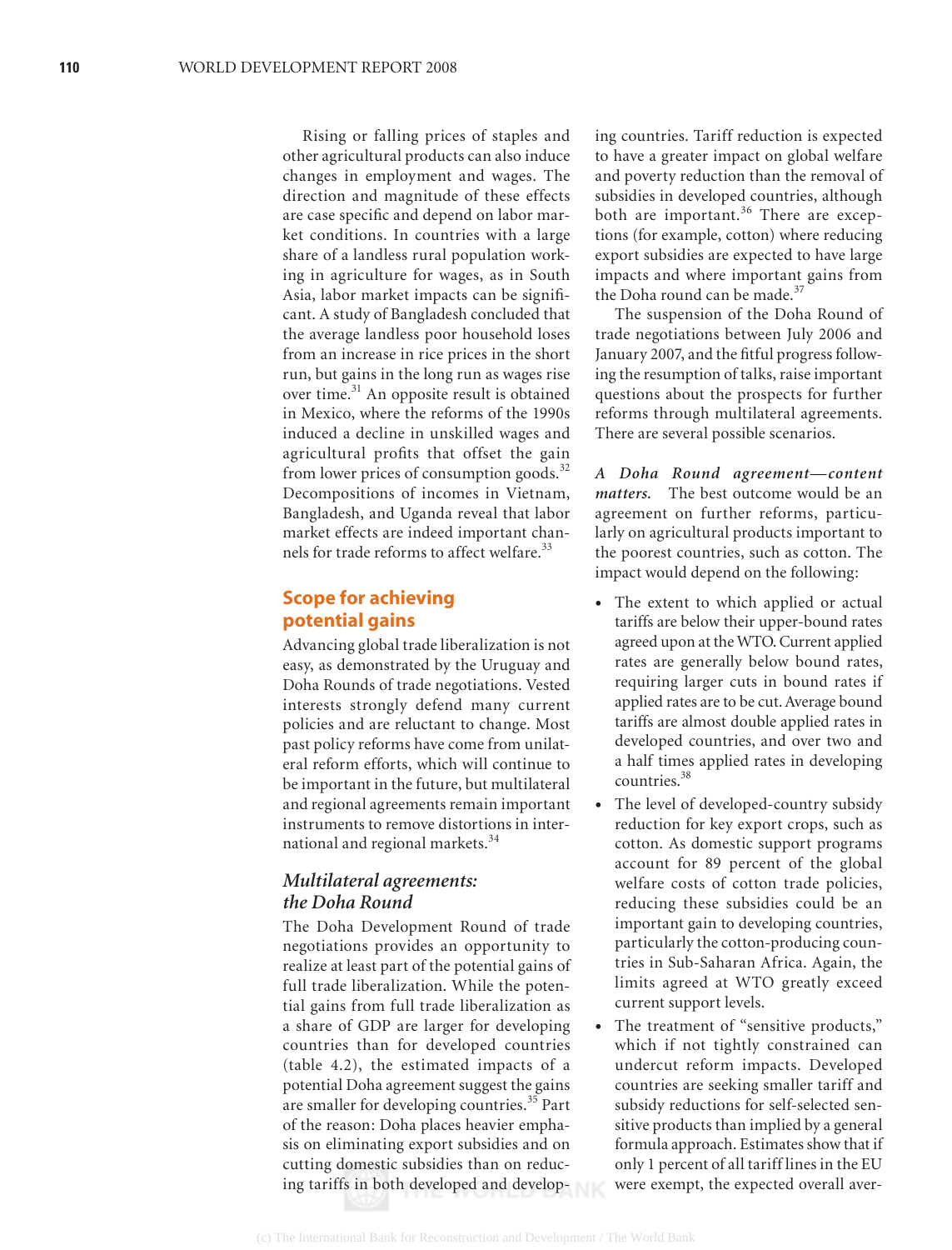Rising or falling prices of staples and other agricultural products can also induce changes in employment and wages. The direction and magnitude of these effects are case specific and depend on labor market conditions. In countries with a large share of a landless rural population working in agriculture for wages, as in South Asia, labor market impacts can be significant. A study of Bangladesh concluded that the average landless poor household loses from an increase in rice prices in the short run, but gains in the long run as wages rise over time.[31] An opposite result is obtained in Mexico, where the reforms of the 1990s induced a decline in unskilled wages and agricultural profits that offset the gain from lower prices of consumption goods.[32] Decompositions of incomes in Vietnam, Bangladesh, and Uganda reveal that labor market effects are indeed important channels for trade reforms to affect welfare.[33]

## Scope for achieving potential gains

Advancing global trade liberalization is not easy, as demonstrated by the Uruguay and Doha Rounds of trade negotiations. Vested interests strongly defend many current policies and are reluctant to change. Most past policy reforms have come from unilateral reform efforts, which will continue to be important in the future, but multilateral and regional agreements remain important instruments to remove distortions in international and regional markets.[34]

### *Multilateral agreements: the Doha Round*

The Doha Development Round of trade negotiations provides an opportunity to realize at least part of the potential gains of full trade liberalization. While the potential gains from full trade liberalization as a share of GDP are larger for developing countries than for developed countries (table 4.2), the estimated impacts of a potential Doha agreement suggest the gains are smaller for developing countries.[35] Part of the reason: Doha places heavier emphasis on eliminating export subsidies and on cutting domestic subsidies than on reducing tariffs in both developed and developing countries. Tariff reduction is expected to have a greater impact on global welfare and poverty reduction than the removal of subsidies in developed countries, although both are important.[36] There are exceptions (for example, cotton) where reducing export subsidies are expected to have large impacts and where important gains from the Doha round can be made.[37]

The suspension of the Doha Round of trade negotiations between July 2006 and January 2007, and the fitful progress following the resumption of talks, raise important questions about the prospects for further reforms through multilateral agreements. There are several possible scenarios.

***A Doha Round agreement—content matters.*** The best outcome would be an agreement on further reforms, particularly on agricultural products important to the poorest countries, such as cotton. The impact would depend on the following:

- The extent to which applied or actual tariffs are below their upper-bound rates agreed upon at the WTO. Current applied rates are generally below bound rates, requiring larger cuts in bound rates if applied rates are to be cut. Average bound tariffs are almost double applied rates in developed countries, and over two and a half times applied rates in developing countries.[38]
- The level of developed-country subsidy reduction for key export crops, such as cotton. As domestic support programs account for 89 percent of the global welfare costs of cotton trade policies, reducing these subsidies could be an important gain to developing countries, particularly the cotton-producing countries in Sub-Saharan Africa. Again, the limits agreed at WTO greatly exceed current support levels.
- The treatment of "sensitive products," which if not tightly constrained can undercut reform impacts. Developed countries are seeking smaller tariff and subsidy reductions for self-selected sensitive products than implied by a general formula approach. Estimates show that if only 1 percent of all tariff lines in the EU were exempt, the expected overall aver-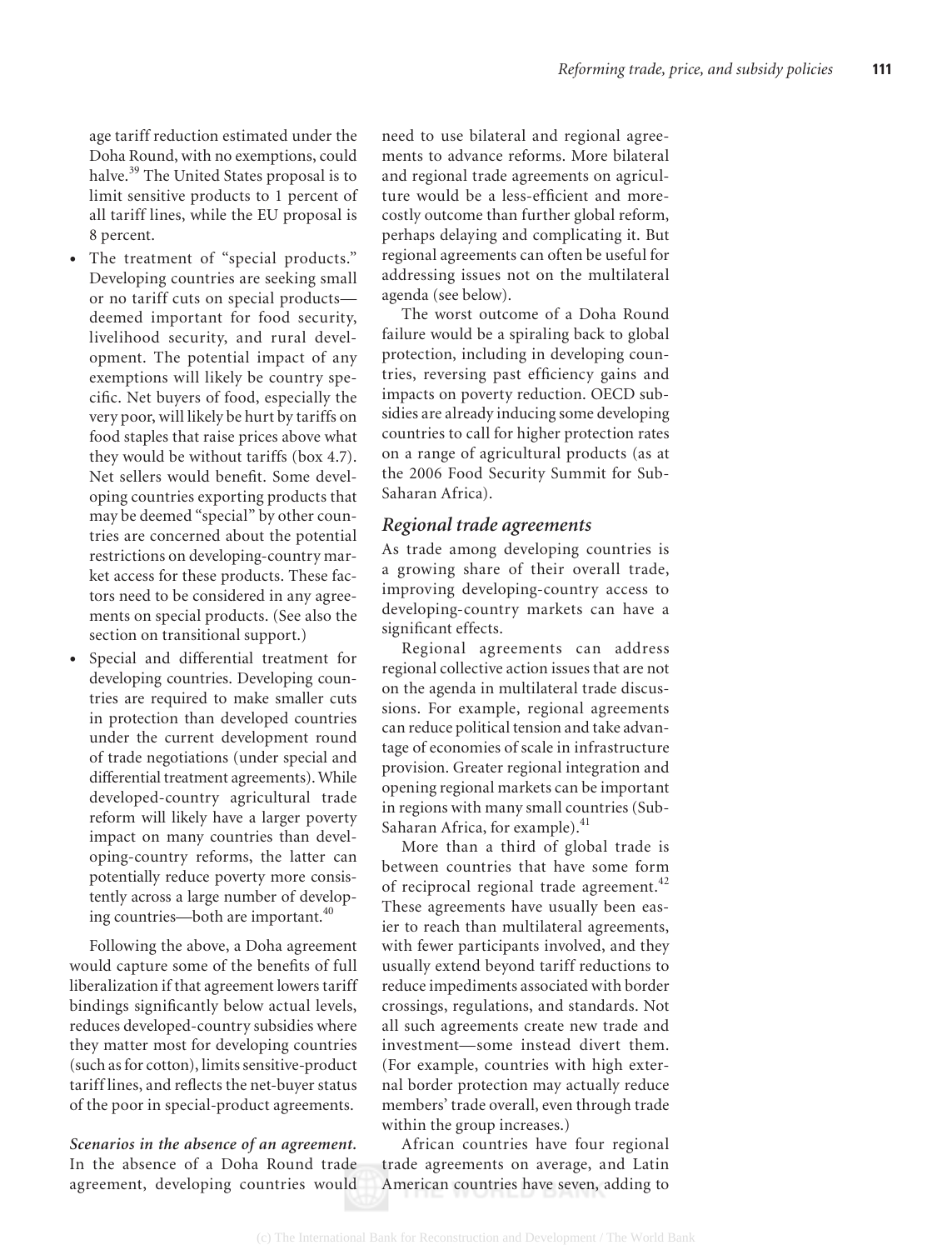age tariff reduction estimated under the Doha Round, with no exemptions, could halve.[39] The United States proposal is to limit sensitive products to 1 percent of all tariff lines, while the EU proposal is 8 percent.

- The treatment of "special products." Developing countries are seeking small or no tariff cuts on special products—deemed important for food security, livelihood security, and rural development. The potential impact of any exemptions will likely be country specific. Net buyers of food, especially the very poor, will likely be hurt by tariffs on food staples that raise prices above what they would be without tariffs (box 4.7). Net sellers would benefit. Some developing countries exporting products that may be deemed "special" by other countries are concerned about the potential restrictions on developing-country market access for these products. These factors need to be considered in any agreements on special products. (See also the section on transitional support.)
- Special and differential treatment for developing countries. Developing countries are required to make smaller cuts in protection than developed countries under the current development round of trade negotiations (under special and differential treatment agreements). While developed-country agricultural trade reform will likely have a larger poverty impact on many countries than developing-country reforms, the latter can potentially reduce poverty more consistently across a large number of developing countries—both are important.[40]

Following the above, a Doha agreement would capture some of the benefits of full liberalization if that agreement lowers tariff bindings significantly below actual levels, reduces developed-country subsidies where they matter most for developing countries (such as for cotton), limits sensitive-product tariff lines, and reflects the net-buyer status of the poor in special-product agreements.

***Scenarios in the absence of an agreement.*** In the absence of a Doha Round trade agreement, developing countries would need to use bilateral and regional agreements to advance reforms. More bilateral and regional trade agreements on agriculture would be a less-efficient and more-costly outcome than further global reform, perhaps delaying and complicating it. But regional agreements can often be useful for addressing issues not on the multilateral agenda (see below).

The worst outcome of a Doha Round failure would be a spiraling back to global protection, including in developing countries, reversing past efficiency gains and impacts on poverty reduction. OECD subsidies are already inducing some developing countries to call for higher protection rates on a range of agricultural products (as at the 2006 Food Security Summit for Sub-Saharan Africa).

## *Regional trade agreements*

As trade among developing countries is a growing share of their overall trade, improving developing-country access to developing-country markets can have a significant effects.

Regional agreements can address regional collective action issues that are not on the agenda in multilateral trade discussions. For example, regional agreements can reduce political tension and take advantage of economies of scale in infrastructure provision. Greater regional integration and opening regional markets can be important in regions with many small countries (Sub-Saharan Africa, for example).[41]

More than a third of global trade is between countries that have some form of reciprocal regional trade agreement.[42] These agreements have usually been easier to reach than multilateral agreements, with fewer participants involved, and they usually extend beyond tariff reductions to reduce impediments associated with border crossings, regulations, and standards. Not all such agreements create new trade and investment—some instead divert them. (For example, countries with high external border protection may actually reduce members' trade overall, even through trade within the group increases.)

African countries have four regional trade agreements on average, and Latin American countries have seven, adding to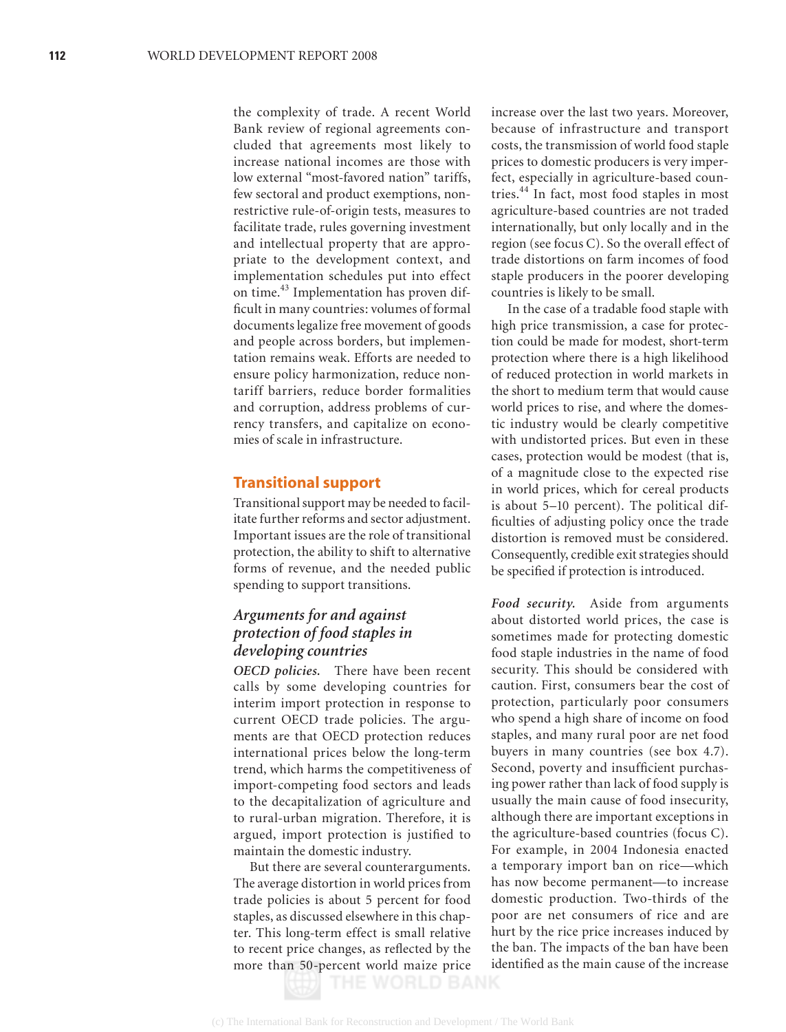the complexity of trade. A recent World Bank review of regional agreements concluded that agreements most likely to increase national incomes are those with low external "most-favored nation" tariffs, few sectoral and product exemptions, nonrestrictive rule-of-origin tests, measures to facilitate trade, rules governing investment and intellectual property that are appropriate to the development context, and implementation schedules put into effect on time.[43] Implementation has proven difficult in many countries: volumes of formal documents legalize free movement of goods and people across borders, but implementation remains weak. Efforts are needed to ensure policy harmonization, reduce nontariff barriers, reduce border formalities and corruption, address problems of currency transfers, and capitalize on economies of scale in infrastructure.

## Transitional support

Transitional support may be needed to facilitate further reforms and sector adjustment. Important issues are the role of transitional protection, the ability to shift to alternative forms of revenue, and the needed public spending to support transitions.

### *Arguments for and against protection of food staples in developing countries*

***OECD policies.*** There have been recent calls by some developing countries for interim import protection in response to current OECD trade policies. The arguments are that OECD protection reduces international prices below the long-term trend, which harms the competitiveness of import-competing food sectors and leads to the decapitalization of agriculture and to rural-urban migration. Therefore, it is argued, import protection is justified to maintain the domestic industry.

But there are several counterarguments. The average distortion in world prices from trade policies is about 5 percent for food staples, as discussed elsewhere in this chapter. This long-term effect is small relative to recent price changes, as reflected by the more than 50-percent world maize price increase over the last two years. Moreover, because of infrastructure and transport costs, the transmission of world food staple prices to domestic producers is very imperfect, especially in agriculture-based countries.[44] In fact, most food staples in most agriculture-based countries are not traded internationally, but only locally and in the region (see focus C). So the overall effect of trade distortions on farm incomes of food staple producers in the poorer developing countries is likely to be small.

In the case of a tradable food staple with high price transmission, a case for protection could be made for modest, short-term protection where there is a high likelihood of reduced protection in world markets in the short to medium term that would cause world prices to rise, and where the domestic industry would be clearly competitive with undistorted prices. But even in these cases, protection would be modest (that is, of a magnitude close to the expected rise in world prices, which for cereal products is about 5–10 percent). The political difficulties of adjusting policy once the trade distortion is removed must be considered. Consequently, credible exit strategies should be specified if protection is introduced.

***Food security.*** Aside from arguments about distorted world prices, the case is sometimes made for protecting domestic food staple industries in the name of food security. This should be considered with caution. First, consumers bear the cost of protection, particularly poor consumers who spend a high share of income on food staples, and many rural poor are net food buyers in many countries (see box 4.7). Second, poverty and insufficient purchasing power rather than lack of food supply is usually the main cause of food insecurity, although there are important exceptions in the agriculture-based countries (focus C). For example, in 2004 Indonesia enacted a temporary import ban on rice—which has now become permanent—to increase domestic production. Two-thirds of the poor are net consumers of rice and are hurt by the rice price increases induced by the ban. The impacts of the ban have been identified as the main cause of the increase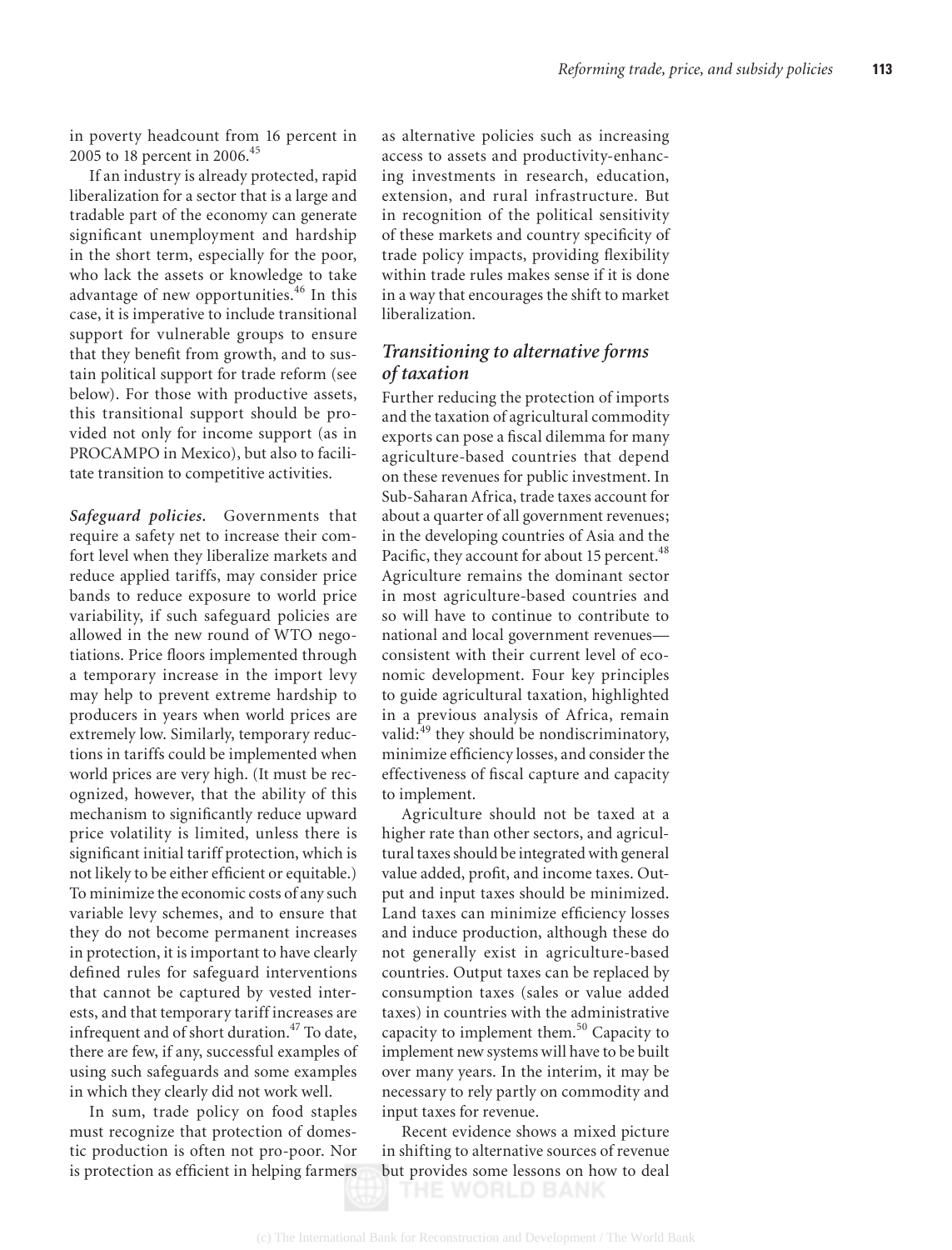in poverty headcount from 16 percent in 2005 to 18 percent in 2006.[45]

If an industry is already protected, rapid liberalization for a sector that is a large and tradable part of the economy can generate significant unemployment and hardship in the short term, especially for the poor, who lack the assets or knowledge to take advantage of new opportunities.[46] In this case, it is imperative to include transitional support for vulnerable groups to ensure that they benefit from growth, and to sustain political support for trade reform (see below). For those with productive assets, this transitional support should be provided not only for income support (as in PROCAMPO in Mexico), but also to facilitate transition to competitive activities.

***Safeguard policies.*** Governments that require a safety net to increase their comfort level when they liberalize markets and reduce applied tariffs, may consider price bands to reduce exposure to world price variability, if such safeguard policies are allowed in the new round of WTO negotiations. Price floors implemented through a temporary increase in the import levy may help to prevent extreme hardship to producers in years when world prices are extremely low. Similarly, temporary reductions in tariffs could be implemented when world prices are very high. (It must be recognized, however, that the ability of this mechanism to significantly reduce upward price volatility is limited, unless there is significant initial tariff protection, which is not likely to be either efficient or equitable.) To minimize the economic costs of any such variable levy schemes, and to ensure that they do not become permanent increases in protection, it is important to have clearly defined rules for safeguard interventions that cannot be captured by vested interests, and that temporary tariff increases are infrequent and of short duration.[47] To date, there are few, if any, successful examples of using such safeguards and some examples in which they clearly did not work well.

In sum, trade policy on food staples must recognize that protection of domestic production is often not pro-poor. Nor is protection as efficient in helping farmers as alternative policies such as increasing access to assets and productivity-enhancing investments in research, education, extension, and rural infrastructure. But in recognition of the political sensitivity of these markets and country specificity of trade policy impacts, providing flexibility within trade rules makes sense if it is done in a way that encourages the shift to market liberalization.

### *Transitioning to alternative forms of taxation*

Further reducing the protection of imports and the taxation of agricultural commodity exports can pose a fiscal dilemma for many agriculture-based countries that depend on these revenues for public investment. In Sub-Saharan Africa, trade taxes account for about a quarter of all government revenues; in the developing countries of Asia and the Pacific, they account for about 15 percent.[48] Agriculture remains the dominant sector in most agriculture-based countries and so will have to continue to contribute to national and local government revenues—consistent with their current level of economic development. Four key principles to guide agricultural taxation, highlighted in a previous analysis of Africa, remain valid:[49] they should be nondiscriminatory, minimize efficiency losses, and consider the effectiveness of fiscal capture and capacity to implement.

Agriculture should not be taxed at a higher rate than other sectors, and agricultural taxes should be integrated with general value added, profit, and income taxes. Output and input taxes should be minimized. Land taxes can minimize efficiency losses and induce production, although these do not generally exist in agriculture-based countries. Output taxes can be replaced by consumption taxes (sales or value added taxes) in countries with the administrative capacity to implement them.[50] Capacity to implement new systems will have to be built over many years. In the interim, it may be necessary to rely partly on commodity and input taxes for revenue.

Recent evidence shows a mixed picture in shifting to alternative sources of revenue but provides some lessons on how to deal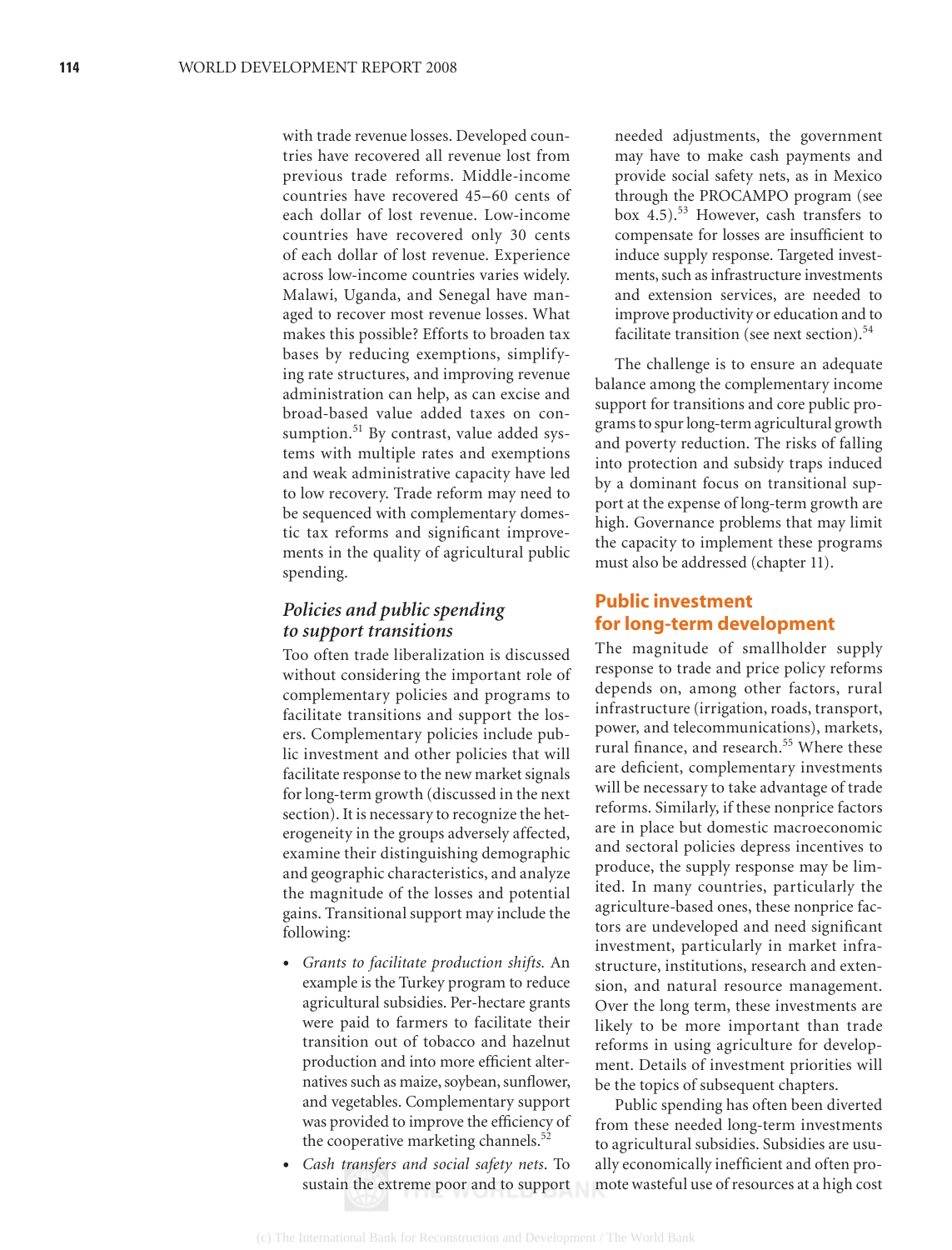with trade revenue losses. Developed countries have recovered all revenue lost from previous trade reforms. Middle-income countries have recovered 45–60 cents of each dollar of lost revenue. Low-income countries have recovered only 30 cents of each dollar of lost revenue. Experience across low-income countries varies widely. Malawi, Uganda, and Senegal have managed to recover most revenue losses. What makes this possible? Efforts to broaden tax bases by reducing exemptions, simplifying rate structures, and improving revenue administration can help, as can excise and broad-based value added taxes on consumption.[51] By contrast, value added systems with multiple rates and exemptions and weak administrative capacity have led to low recovery. Trade reform may need to be sequenced with complementary domestic tax reforms and significant improvements in the quality of agricultural public spending.

### *Policies and public spending to support transitions*

Too often trade liberalization is discussed without considering the important role of complementary policies and programs to facilitate transitions and support the losers. Complementary policies include public investment and other policies that will facilitate response to the new market signals for long-term growth (discussed in the next section). It is necessary to recognize the heterogeneity in the groups adversely affected, examine their distinguishing demographic and geographic characteristics, and analyze the magnitude of the losses and potential gains. Transitional support may include the following:

- *Grants to facilitate production shifts.* An example is the Turkey program to reduce agricultural subsidies. Per-hectare grants were paid to farmers to facilitate their transition out of tobacco and hazelnut production and into more efficient alternatives such as maize, soybean, sunflower, and vegetables. Complementary support was provided to improve the efficiency of the cooperative marketing channels.[52]
- *Cash transfers and social safety nets.* To sustain the extreme poor and to support needed adjustments, the government may have to make cash payments and provide social safety nets, as in Mexico through the PROCAMPO program (see box 4.5).[53] However, cash transfers to compensate for losses are insufficient to induce supply response. Targeted investments, such as infrastructure investments and extension services, are needed to improve productivity or education and to facilitate transition (see next section).[54]

The challenge is to ensure an adequate balance among the complementary income support for transitions and core public programs to spur long-term agricultural growth and poverty reduction. The risks of falling into protection and subsidy traps induced by a dominant focus on transitional support at the expense of long-term growth are high. Governance problems that may limit the capacity to implement these programs must also be addressed (chapter 11).

## Public investment for long-term development

The magnitude of smallholder supply response to trade and price policy reforms depends on, among other factors, rural infrastructure (irrigation, roads, transport, power, and telecommunications), markets, rural finance, and research.[55] Where these are deficient, complementary investments will be necessary to take advantage of trade reforms. Similarly, if these nonprice factors are in place but domestic macroeconomic and sectoral policies depress incentives to produce, the supply response may be limited. In many countries, particularly the agriculture-based ones, these nonprice factors are undeveloped and need significant investment, particularly in market infrastructure, institutions, research and extension, and natural resource management. Over the long term, these investments are likely to be more important than trade reforms in using agriculture for development. Details of investment priorities will be the topics of subsequent chapters.

Public spending has often been diverted from these needed long-term investments to agricultural subsidies. Subsidies are usually economically inefficient and often promote wasteful use of resources at a high cost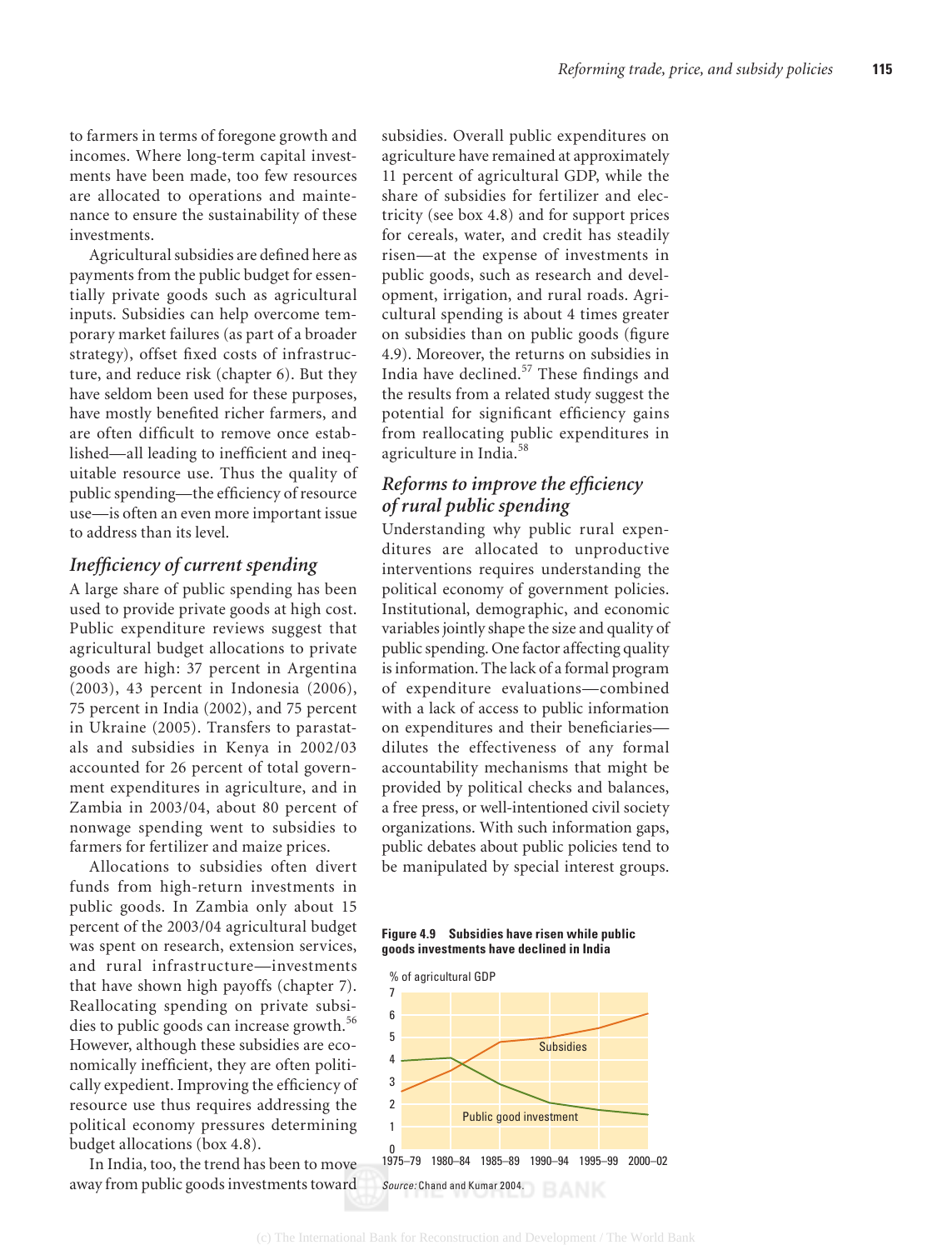to farmers in terms of foregone growth and incomes. Where long-term capital investments have been made, too few resources are allocated to operations and maintenance to ensure the sustainability of these investments.

Agricultural subsidies are defined here as payments from the public budget for essentially private goods such as agricultural inputs. Subsidies can help overcome temporary market failures (as part of a broader strategy), offset fixed costs of infrastructure, and reduce risk (chapter 6). But they have seldom been used for these purposes, have mostly benefited richer farmers, and are often difficult to remove once established—all leading to inefficient and inequitable resource use. Thus the quality of public spending—the efficiency of resource use—is often an even more important issue to address than its level.

### *Inefficiency of current spending*

A large share of public spending has been used to provide private goods at high cost. Public expenditure reviews suggest that agricultural budget allocations to private goods are high: 37 percent in Argentina (2003), 43 percent in Indonesia (2006), 75 percent in India (2002), and 75 percent in Ukraine (2005). Transfers to parastatals and subsidies in Kenya in 2002/03 accounted for 26 percent of total government expenditures in agriculture, and in Zambia in 2003/04, about 80 percent of nonwage spending went to subsidies to farmers for fertilizer and maize prices.

Allocations to subsidies often divert funds from high-return investments in public goods. In Zambia only about 15 percent of the 2003/04 agricultural budget was spent on research, extension services, and rural infrastructure—investments that have shown high payoffs (chapter 7). Reallocating spending on private subsidies to public goods can increase growth.[56] However, although these subsidies are economically inefficient, they are often politically expedient. Improving the efficiency of resource use thus requires addressing the political economy pressures determining budget allocations (box 4.8).

In India, too, the trend has been to move away from public goods investments toward subsidies. Overall public expenditures on agriculture have remained at approximately 11 percent of agricultural GDP, while the share of subsidies for fertilizer and electricity (see box 4.8) and for support prices for cereals, water, and credit has steadily risen—at the expense of investments in public goods, such as research and development, irrigation, and rural roads. Agricultural spending is about 4 times greater on subsidies than on public goods (figure 4.9). Moreover, the returns on subsidies in India have declined.[57] These findings and the results from a related study suggest the potential for significant efficiency gains from reallocating public expenditures in agriculture in India.[58]

### *Reforms to improve the efficiency of rural public spending*

Understanding why public rural expenditures are allocated to unproductive interventions requires understanding the political economy of government policies. Institutional, demographic, and economic variables jointly shape the size and quality of public spending. One factor affecting quality is information. The lack of a formal program of expenditure evaluations—combined with a lack of access to public information on expenditures and their beneficiaries—dilutes the effectiveness of any formal accountability mechanisms that might be provided by political checks and balances, a free press, or well-intentioned civil society organizations. With such information gaps, public debates about public policies tend to be manipulated by special interest groups.

**Figure 4.9 Subsidies have risen while public goods investments have declined in India**

% of agricultural GDP

| Period | Subsidies | Public good investment |
|---|---|---|
| 1975–79 | ~2.6 | ~4.0 |
| 1980–84 | ~3.6 | ~4.1 |
| 1985–89 | ~4.9 | ~2.9 |
| 1990–94 | ~5.1 | ~2.1 |
| 1995–99 | ~5.5 | ~1.8 |
| 2000–02 | ~6.1 | ~1.6 |

*Source:* Chand and Kumar 2004.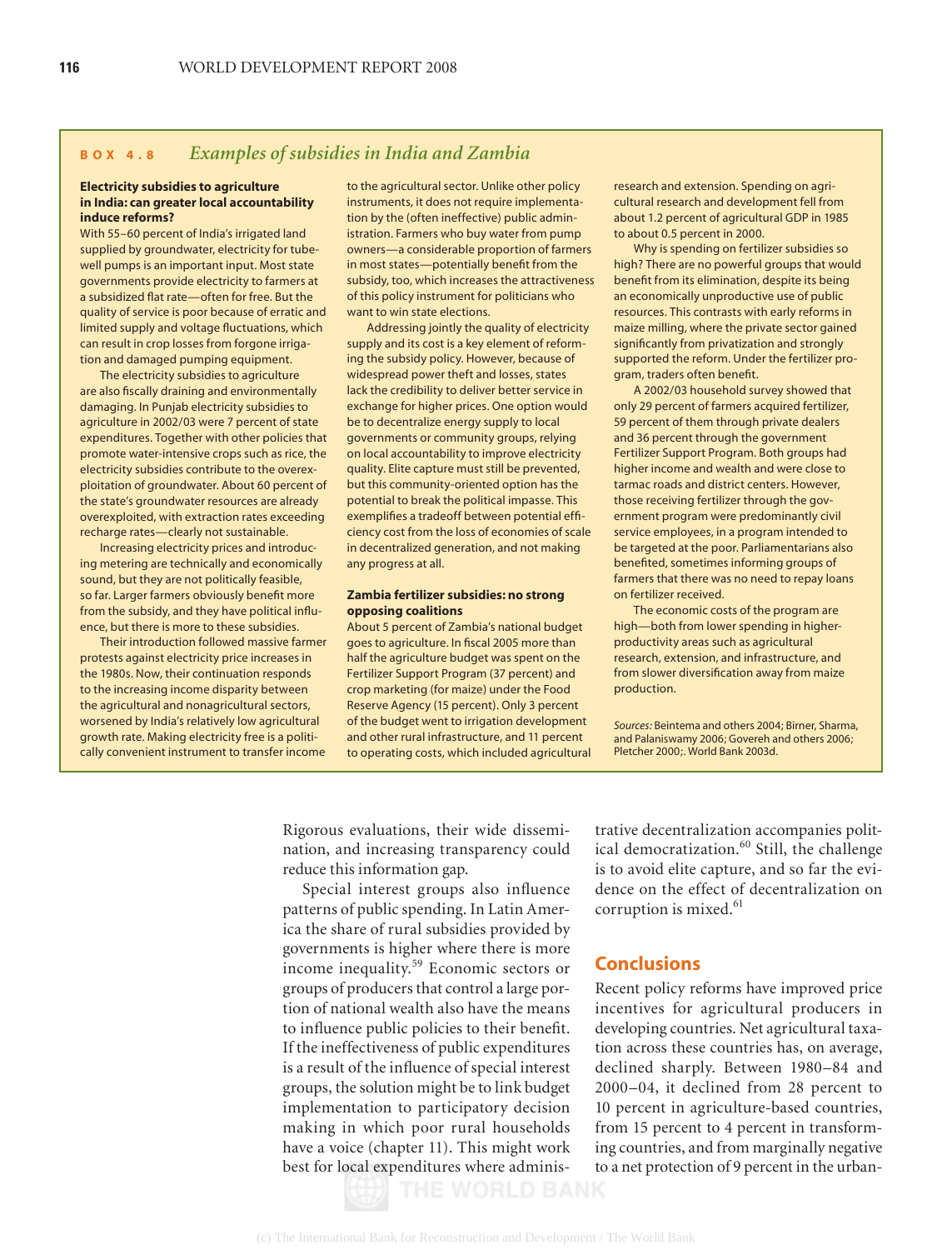## BOX 4.8 *Examples of subsidies in India and Zambia*

**Electricity subsidies to agriculture in India: can greater local accountability induce reforms?**

With 55–60 percent of India's irrigated land supplied by groundwater, electricity for tubewell pumps is an important input. Most state governments provide electricity to farmers at a subsidized flat rate—often for free. But the quality of service is poor because of erratic and limited supply and voltage fluctuations, which can result in crop losses from forgone irrigation and damaged pumping equipment.

The electricity subsidies to agriculture are also fiscally draining and environmentally damaging. In Punjab electricity subsidies to agriculture in 2002/03 were 7 percent of state expenditures. Together with other policies that promote water-intensive crops such as rice, the electricity subsidies contribute to the overexploitation of groundwater. About 60 percent of the state's groundwater resources are already overexploited, with extraction rates exceeding recharge rates—clearly not sustainable.

Increasing electricity prices and introducing metering are technically and economically sound, but they are not politically feasible, so far. Larger farmers obviously benefit more from the subsidy, and they have political influence, but there is more to these subsidies.

Their introduction followed massive farmer protests against electricity price increases in the 1980s. Now, their continuation responds to the increasing income disparity between the agricultural and nonagricultural sectors, worsened by India's relatively low agricultural growth rate. Making electricity free is a politically convenient instrument to transfer income to the agricultural sector. Unlike other policy instruments, it does not require implementation by the (often ineffective) public administration. Farmers who buy water from pump owners—a considerable proportion of farmers in most states—potentially benefit from the subsidy, too, which increases the attractiveness of this policy instrument for politicians who want to win state elections.

Addressing jointly the quality of electricity supply and its cost is a key element of reforming the subsidy policy. However, because of widespread power theft and losses, states lack the credibility to deliver better service in exchange for higher prices. One option would be to decentralize energy supply to local governments or community groups, relying on local accountability to improve electricity quality. Elite capture must still be prevented, but this community-oriented option has the potential to break the political impasse. This exemplifies a tradeoff between potential efficiency cost from the loss of economies of scale in decentralized generation, and not making any progress at all.

**Zambia fertilizer subsidies: no strong opposing coalitions**

About 5 percent of Zambia's national budget goes to agriculture. In fiscal 2005 more than half the agriculture budget was spent on the Fertilizer Support Program (37 percent) and crop marketing (for maize) under the Food Reserve Agency (15 percent). Only 3 percent of the budget went to irrigation development and other rural infrastructure, and 11 percent to operating costs, which included agricultural research and extension. Spending on agricultural research and development fell from about 1.2 percent of agricultural GDP in 1985 to about 0.5 percent in 2000.

Why is spending on fertilizer subsidies so high? There are no powerful groups that would benefit from its elimination, despite its being an economically unproductive use of public resources. This contrasts with early reforms in maize milling, where the private sector gained significantly from privatization and strongly supported the reform. Under the fertilizer program, traders often benefit.

A 2002/03 household survey showed that only 29 percent of farmers acquired fertilizer, 59 percent of them through private dealers and 36 percent through the government Fertilizer Support Program. Both groups had higher income and wealth and were close to tarmac roads and district centers. However, those receiving fertilizer through the government program were predominantly civil service employees, in a program intended to be targeted at the poor. Parliamentarians also benefited, sometimes informing groups of farmers that there was no need to repay loans on fertilizer received.

The economic costs of the program are high—both from lower spending in higher-productivity areas such as agricultural research, extension, and infrastructure, and from slower diversification away from maize production.

*Sources:* Beintema and others 2004; Birner, Sharma, and Palaniswamy 2006; Govereh and others 2006; Pletcher 2000;. World Bank 2003d.

Rigorous evaluations, their wide dissemination, and increasing transparency could reduce this information gap.

Special interest groups also influence patterns of public spending. In Latin America the share of rural subsidies provided by governments is higher where there is more income inequality.[59] Economic sectors or groups of producers that control a large portion of national wealth also have the means to influence public policies to their benefit. If the ineffectiveness of public expenditures is a result of the influence of special interest groups, the solution might be to link budget implementation to participatory decision making in which poor rural households have a voice (chapter 11). This might work best for local expenditures where administrative decentralization accompanies political democratization.[60] Still, the challenge is to avoid elite capture, and so far the evidence on the effect of decentralization on corruption is mixed.[61]

## Conclusions

Recent policy reforms have improved price incentives for agricultural producers in developing countries. Net agricultural taxation across these countries has, on average, declined sharply. Between 1980–84 and 2000–04, it declined from 28 percent to 10 percent in agriculture-based countries, from 15 percent to 4 percent in transforming countries, and from marginally negative to a net protection of 9 percent in the urban-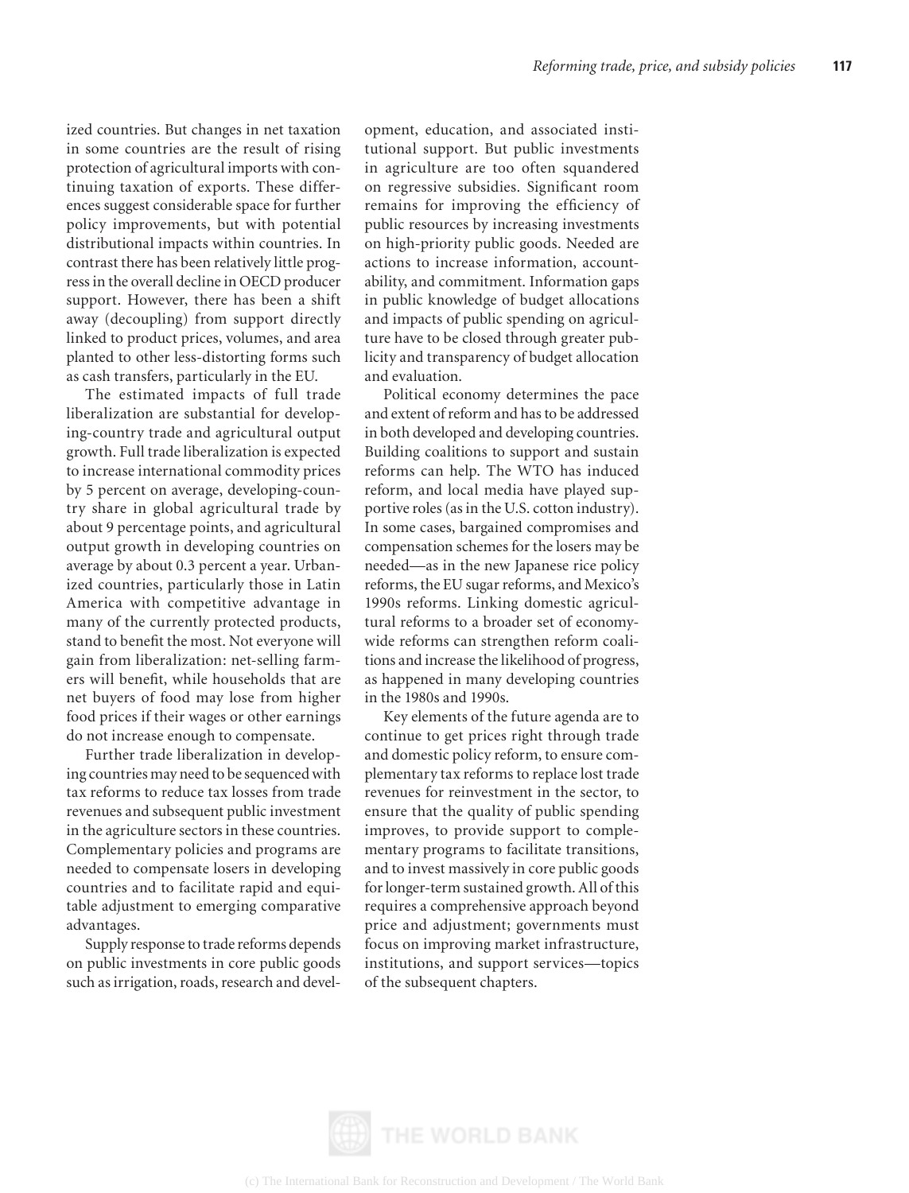ized countries. But changes in net taxation in some countries are the result of rising protection of agricultural imports with continuing taxation of exports. These differences suggest considerable space for further policy improvements, but with potential distributional impacts within countries. In contrast there has been relatively little progress in the overall decline in OECD producer support. However, there has been a shift away (decoupling) from support directly linked to product prices, volumes, and area planted to other less-distorting forms such as cash transfers, particularly in the EU.

The estimated impacts of full trade liberalization are substantial for developing-country trade and agricultural output growth. Full trade liberalization is expected to increase international commodity prices by 5 percent on average, developing-country share in global agricultural trade by about 9 percentage points, and agricultural output growth in developing countries on average by about 0.3 percent a year. Urbanized countries, particularly those in Latin America with competitive advantage in many of the currently protected products, stand to benefit the most. Not everyone will gain from liberalization: net-selling farmers will benefit, while households that are net buyers of food may lose from higher food prices if their wages or other earnings do not increase enough to compensate.

Further trade liberalization in developing countries may need to be sequenced with tax reforms to reduce tax losses from trade revenues and subsequent public investment in the agriculture sectors in these countries. Complementary policies and programs are needed to compensate losers in developing countries and to facilitate rapid and equitable adjustment to emerging comparative advantages.

Supply response to trade reforms depends on public investments in core public goods such as irrigation, roads, research and development, education, and associated institutional support. But public investments in agriculture are too often squandered on regressive subsidies. Significant room remains for improving the efficiency of public resources by increasing investments on high-priority public goods. Needed are actions to increase information, accountability, and commitment. Information gaps in public knowledge of budget allocations and impacts of public spending on agriculture have to be closed through greater publicity and transparency of budget allocation and evaluation.

Political economy determines the pace and extent of reform and has to be addressed in both developed and developing countries. Building coalitions to support and sustain reforms can help. The WTO has induced reform, and local media have played supportive roles (as in the U.S. cotton industry). In some cases, bargained compromises and compensation schemes for the losers may be needed—as in the new Japanese rice policy reforms, the EU sugar reforms, and Mexico's 1990s reforms. Linking domestic agricultural reforms to a broader set of economy-wide reforms can strengthen reform coalitions and increase the likelihood of progress, as happened in many developing countries in the 1980s and 1990s.

Key elements of the future agenda are to continue to get prices right through trade and domestic policy reform, to ensure complementary tax reforms to replace lost trade revenues for reinvestment in the sector, to ensure that the quality of public spending improves, to provide support to complementary programs to facilitate transitions, and to invest massively in core public goods for longer-term sustained growth. All of this requires a comprehensive approach beyond price and adjustment; governments must focus on improving market infrastructure, institutions, and support services—topics of the subsequent chapters.